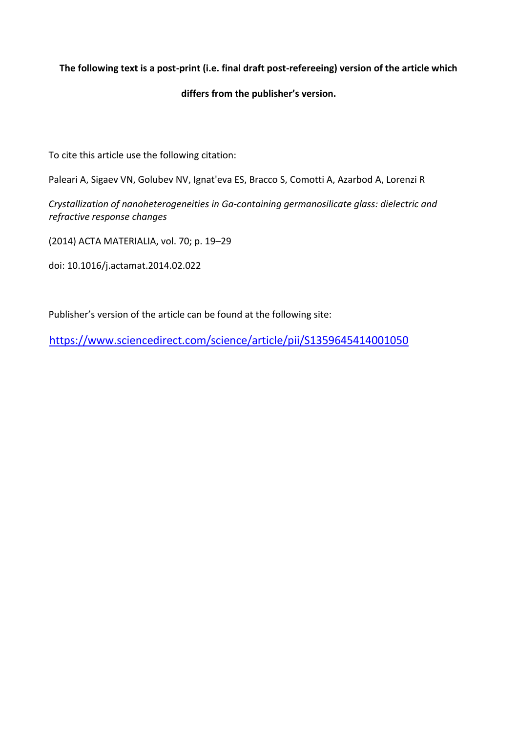**The following text is a post-print (i.e. final draft post-refereeing) version of the article which differs from the publisher's version.**

To cite this article use the following citation:

Paleari A, Sigaev VN, Golubev NV, Ignat'eva ES, Bracco S, Comotti A, Azarbod A, Lorenzi R

*Crystallization of nanoheterogeneities in Ga-containing germanosilicate glass: dielectric and refractive response changes*

(2014) ACTA MATERIALIA, vol. 70; p. 19–29

doi: 10.1016/j.actamat.2014.02.022

Publisher's version of the article can be found at the following site:

https://www.sciencedirect.com/science/article/pii/S1359645414001050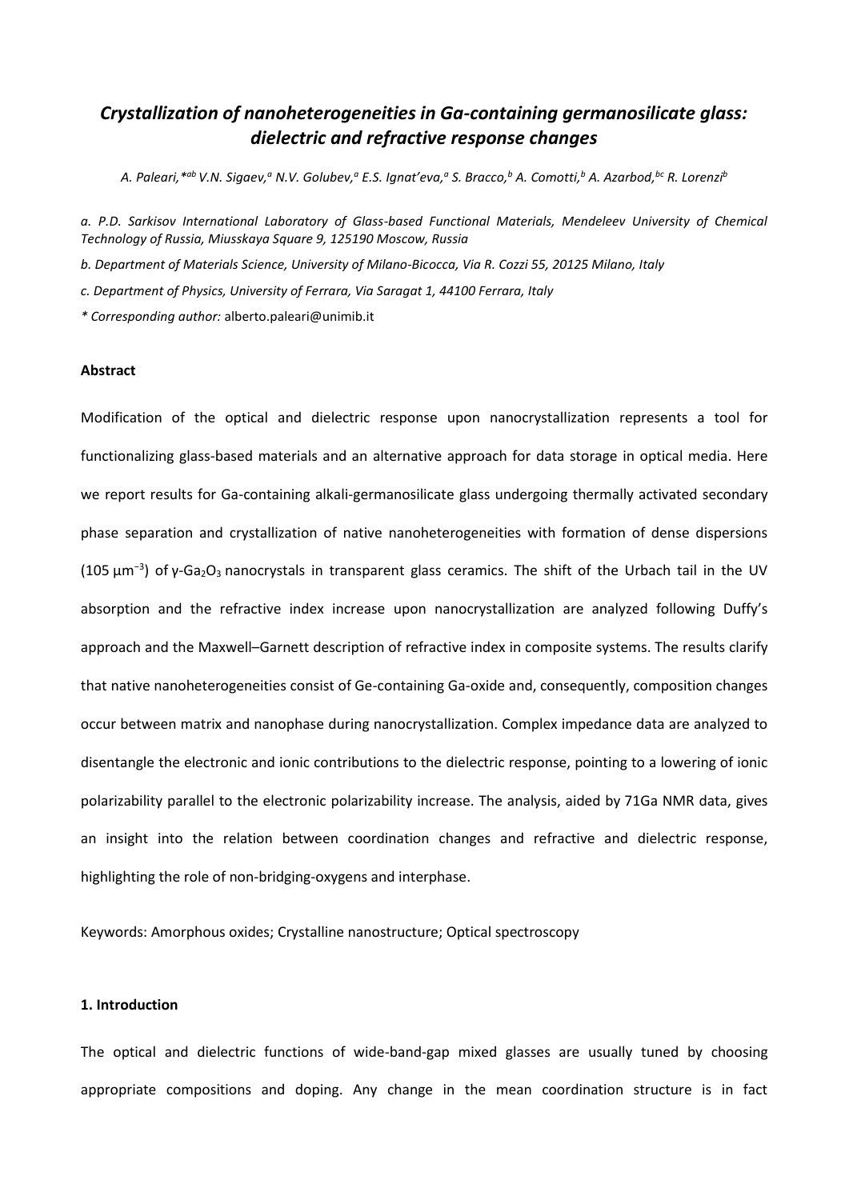# *Crystallization of nanoheterogeneities in Ga-containing germanosilicate glass: dielectric and refractive response changes*

*A. Paleari,\*[ab] V.N. Sigaev,[a] N.V. Golubev,[a] E.S. Ignat'eva,[a] S. Bracco,[b] A. Comotti,[b] A. Azarbod,[bc] R. Lorenzi[b]*

*a. P.D. Sarkisov International Laboratory of Glass-based Functional Materials, Mendeleev University of Chemical Technology of Russia, Miusskaya Square 9, 125190 Moscow, Russia*

*b. Department of Materials Science, University of Milano-Bicocca, Via R. Cozzi 55, 20125 Milano, Italy*

*c. Department of Physics, University of Ferrara, Via Saragat 1, 44100 Ferrara, Italy*

*\* Corresponding author:* alberto.paleari@unimib.it

**Abstract**

Modification of the optical and dielectric response upon nanocrystallization represents a tool for functionalizing glass-based materials and an alternative approach for data storage in optical media. Here we report results for Ga-containing alkali-germanosilicate glass undergoing thermally activated secondary phase separation and crystallization of native nanoheterogeneities with formation of dense dispersions (105 $\mu m^{-3}$) of $\gamma$-$Ga_2O_3$ nanocrystals in transparent glass ceramics. The shift of the Urbach tail in the UV absorption and the refractive index increase upon nanocrystallization are analyzed following Duffy's approach and the Maxwell–Garnett description of refractive index in composite systems. The results clarify that native nanoheterogeneities consist of Ge-containing Ga-oxide and, consequently, composition changes occur between matrix and nanophase during nanocrystallization. Complex impedance data are analyzed to disentangle the electronic and ionic contributions to the dielectric response, pointing to a lowering of ionic polarizability parallel to the electronic polarizability increase. The analysis, aided by 71Ga NMR data, gives an insight into the relation between coordination changes and refractive and dielectric response, highlighting the role of non-bridging-oxygens and interphase.

Keywords: Amorphous oxides; Crystalline nanostructure; Optical spectroscopy

**1. Introduction**

The optical and dielectric functions of wide-band-gap mixed glasses are usually tuned by choosing appropriate compositions and doping. Any change in the mean coordination structure is in fact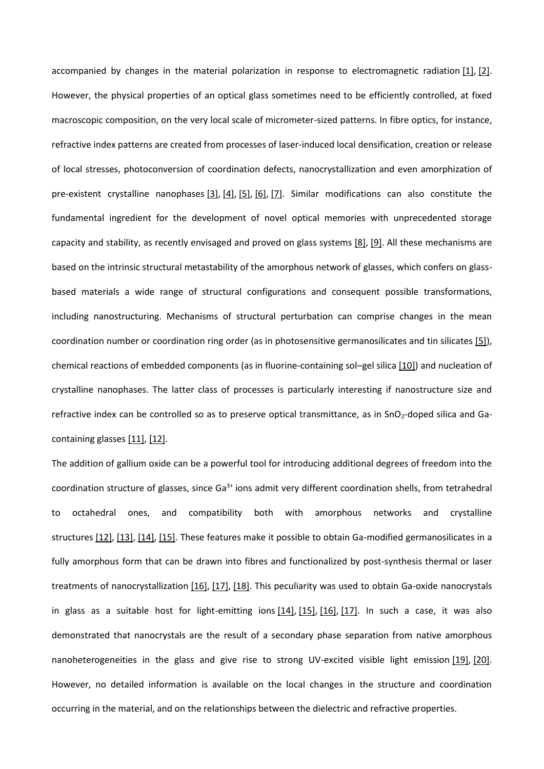accompanied by changes in the material polarization in response to electromagnetic radiation [1], [2]. However, the physical properties of an optical glass sometimes need to be efficiently controlled, at fixed macroscopic composition, on the very local scale of micrometer-sized patterns. In fibre optics, for instance, refractive index patterns are created from processes of laser-induced local densification, creation or release of local stresses, photoconversion of coordination defects, nanocrystallization and even amorphization of pre-existent crystalline nanophases [3], [4], [5], [6], [7]. Similar modifications can also constitute the fundamental ingredient for the development of novel optical memories with unprecedented storage capacity and stability, as recently envisaged and proved on glass systems [8], [9]. All these mechanisms are based on the intrinsic structural metastability of the amorphous network of glasses, which confers on glass-based materials a wide range of structural configurations and consequent possible transformations, including nanostructuring. Mechanisms of structural perturbation can comprise changes in the mean coordination number or coordination ring order (as in photosensitive germanosilicates and tin silicates [5]), chemical reactions of embedded components (as in fluorine-containing sol–gel silica [10]) and nucleation of crystalline nanophases. The latter class of processes is particularly interesting if nanostructure size and refractive index can be controlled so as to preserve optical transmittance, as in $SnO_2$-doped silica and Ga-containing glasses [11], [12].

The addition of gallium oxide can be a powerful tool for introducing additional degrees of freedom into the coordination structure of glasses, since $Ga^{3+}$ ions admit very different coordination shells, from tetrahedral to octahedral ones, and compatibility both with amorphous networks and crystalline structures [12], [13], [14], [15]. These features make it possible to obtain Ga-modified germanosilicates in a fully amorphous form that can be drawn into fibres and functionalized by post-synthesis thermal or laser treatments of nanocrystallization [16], [17], [18]. This peculiarity was used to obtain Ga-oxide nanocrystals in glass as a suitable host for light-emitting ions [14], [15], [16], [17]. In such a case, it was also demonstrated that nanocrystals are the result of a secondary phase separation from native amorphous nanoheterogeneities in the glass and give rise to strong UV-excited visible light emission [19], [20]. However, no detailed information is available on the local changes in the structure and coordination occurring in the material, and on the relationships between the dielectric and refractive properties.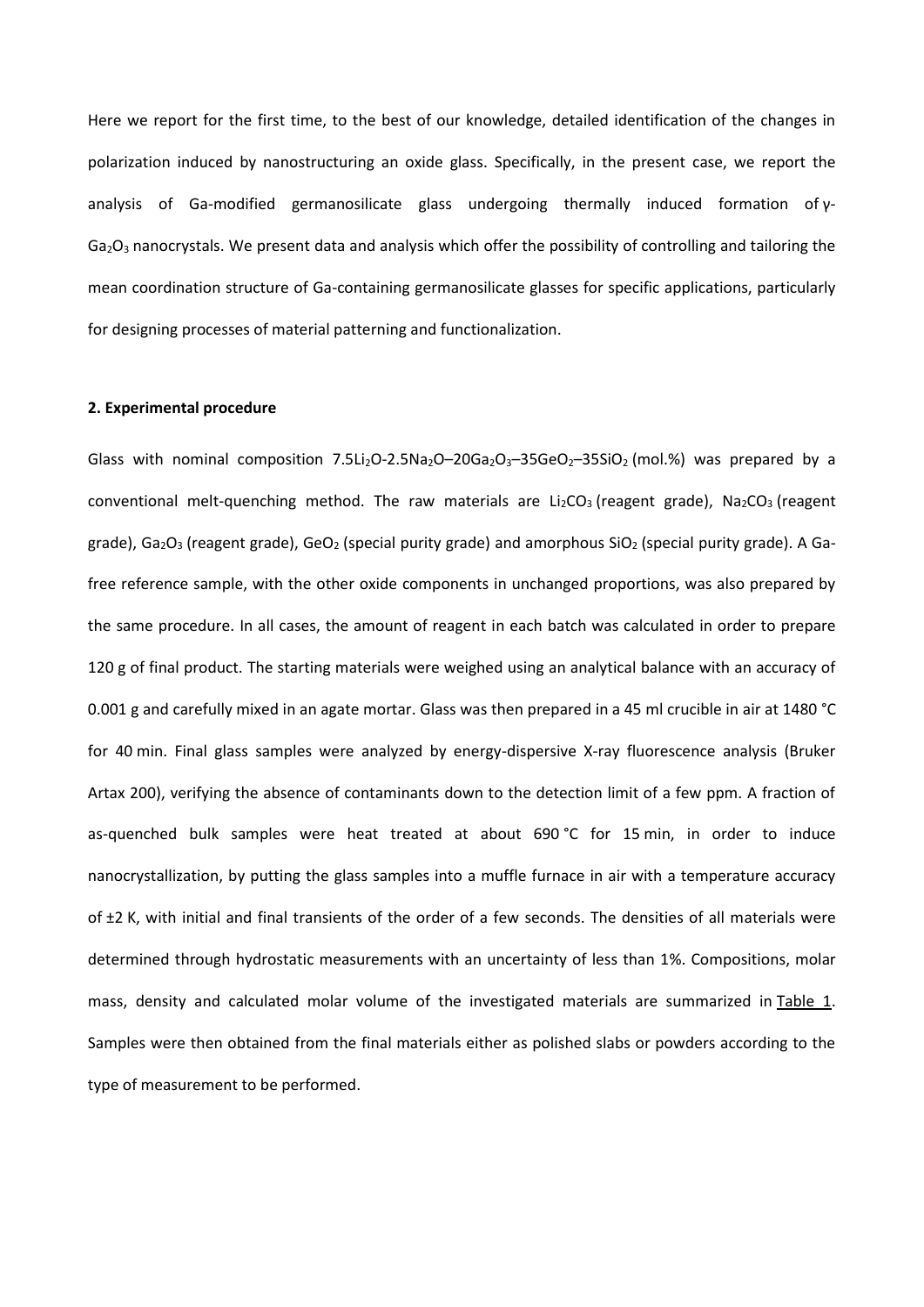Here we report for the first time, to the best of our knowledge, detailed identification of the changes in polarization induced by nanostructuring an oxide glass. Specifically, in the present case, we report the analysis of Ga-modified germanosilicate glass undergoing thermally induced formation of γ-$Ga_2O_3$ nanocrystals. We present data and analysis which offer the possibility of controlling and tailoring the mean coordination structure of Ga-containing germanosilicate glasses for specific applications, particularly for designing processes of material patterning and functionalization.

## 2. Experimental procedure

Glass with nominal composition $7.5Li_2O$-$2.5Na_2O$–$20Ga_2O_3$–$35GeO_2$–$35SiO_2$ (mol.%) was prepared by a conventional melt-quenching method. The raw materials are $Li_2CO_3$ (reagent grade), $Na_2CO_3$ (reagent grade), $Ga_2O_3$ (reagent grade), $GeO_2$ (special purity grade) and amorphous $SiO_2$ (special purity grade). A Ga-free reference sample, with the other oxide components in unchanged proportions, was also prepared by the same procedure. In all cases, the amount of reagent in each batch was calculated in order to prepare 120 g of final product. The starting materials were weighed using an analytical balance with an accuracy of 0.001 g and carefully mixed in an agate mortar. Glass was then prepared in a 45 ml crucible in air at 1480 °C for 40 min. Final glass samples were analyzed by energy-dispersive X-ray fluorescence analysis (Bruker Artax 200), verifying the absence of contaminants down to the detection limit of a few ppm. A fraction of as-quenched bulk samples were heat treated at about 690 °C for 15 min, in order to induce nanocrystallization, by putting the glass samples into a muffle furnace in air with a temperature accuracy of ±2 K, with initial and final transients of the order of a few seconds. The densities of all materials were determined through hydrostatic measurements with an uncertainty of less than 1%. Compositions, molar mass, density and calculated molar volume of the investigated materials are summarized in Table 1. Samples were then obtained from the final materials either as polished slabs or powders according to the type of measurement to be performed.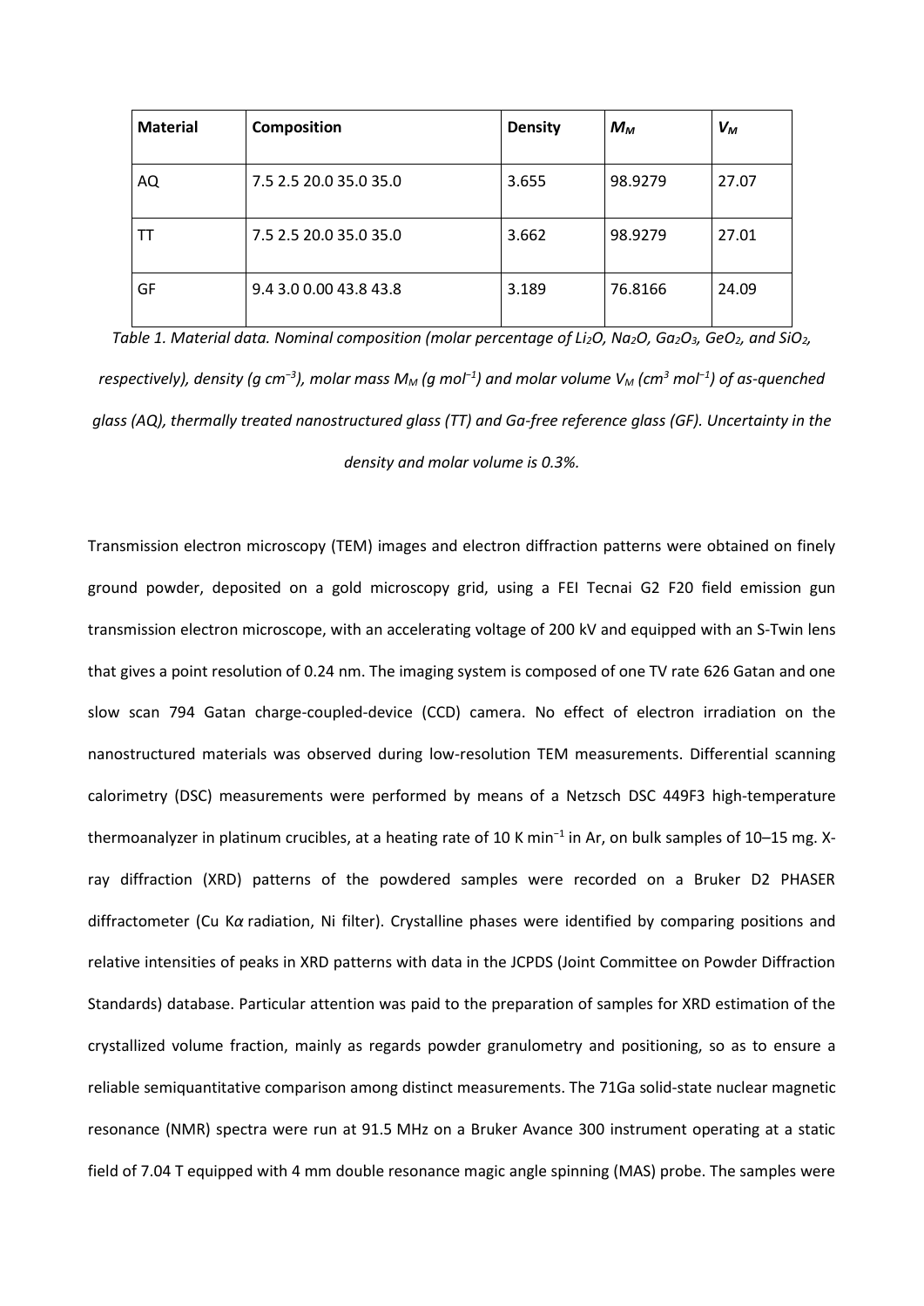| **Material** | **Composition** | **Density** | $M_M$ | $V_M$ |
|---|---|---|---|---|
| AQ | 7.5 2.5 20.0 35.0 35.0 | 3.655 | 98.9279 | 27.07 |
| TT | 7.5 2.5 20.0 35.0 35.0 | 3.662 | 98.9279 | 27.01 |
| GF | 9.4 3.0 0.00 43.8 43.8 | 3.189 | 76.8166 | 24.09 |

*Table 1. Material data. Nominal composition (molar percentage of $Li_2O$, $Na_2O$, $Ga_2O_3$, $GeO_2$, and $SiO_2$, respectively), density (g cm$^{-3}$), molar mass $M_M$ (g mol$^{-1}$) and molar volume $V_M$ (cm$^3$ mol$^{-1}$) of as-quenched glass (AQ), thermally treated nanostructured glass (TT) and Ga-free reference glass (GF). Uncertainty in the density and molar volume is 0.3%.*

Transmission electron microscopy (TEM) images and electron diffraction patterns were obtained on finely ground powder, deposited on a gold microscopy grid, using a FEI Tecnai G2 F20 field emission gun transmission electron microscope, with an accelerating voltage of 200 kV and equipped with an S-Twin lens that gives a point resolution of 0.24 nm. The imaging system is composed of one TV rate 626 Gatan and one slow scan 794 Gatan charge-coupled-device (CCD) camera. No effect of electron irradiation on the nanostructured materials was observed during low-resolution TEM measurements. Differential scanning calorimetry (DSC) measurements were performed by means of a Netzsch DSC 449F3 high-temperature thermoanalyzer in platinum crucibles, at a heating rate of 10 K min$^{-1}$ in Ar, on bulk samples of 10–15 mg. X-ray diffraction (XRD) patterns of the powdered samples were recorded on a Bruker D2 PHASER diffractometer (Cu K$\alpha$ radiation, Ni filter). Crystalline phases were identified by comparing positions and relative intensities of peaks in XRD patterns with data in the JCPDS (Joint Committee on Powder Diffraction Standards) database. Particular attention was paid to the preparation of samples for XRD estimation of the crystallized volume fraction, mainly as regards powder granulometry and positioning, so as to ensure a reliable semiquantitative comparison among distinct measurements. The 71Ga solid-state nuclear magnetic resonance (NMR) spectra were run at 91.5 MHz on a Bruker Avance 300 instrument operating at a static field of 7.04 T equipped with 4 mm double resonance magic angle spinning (MAS) probe. The samples were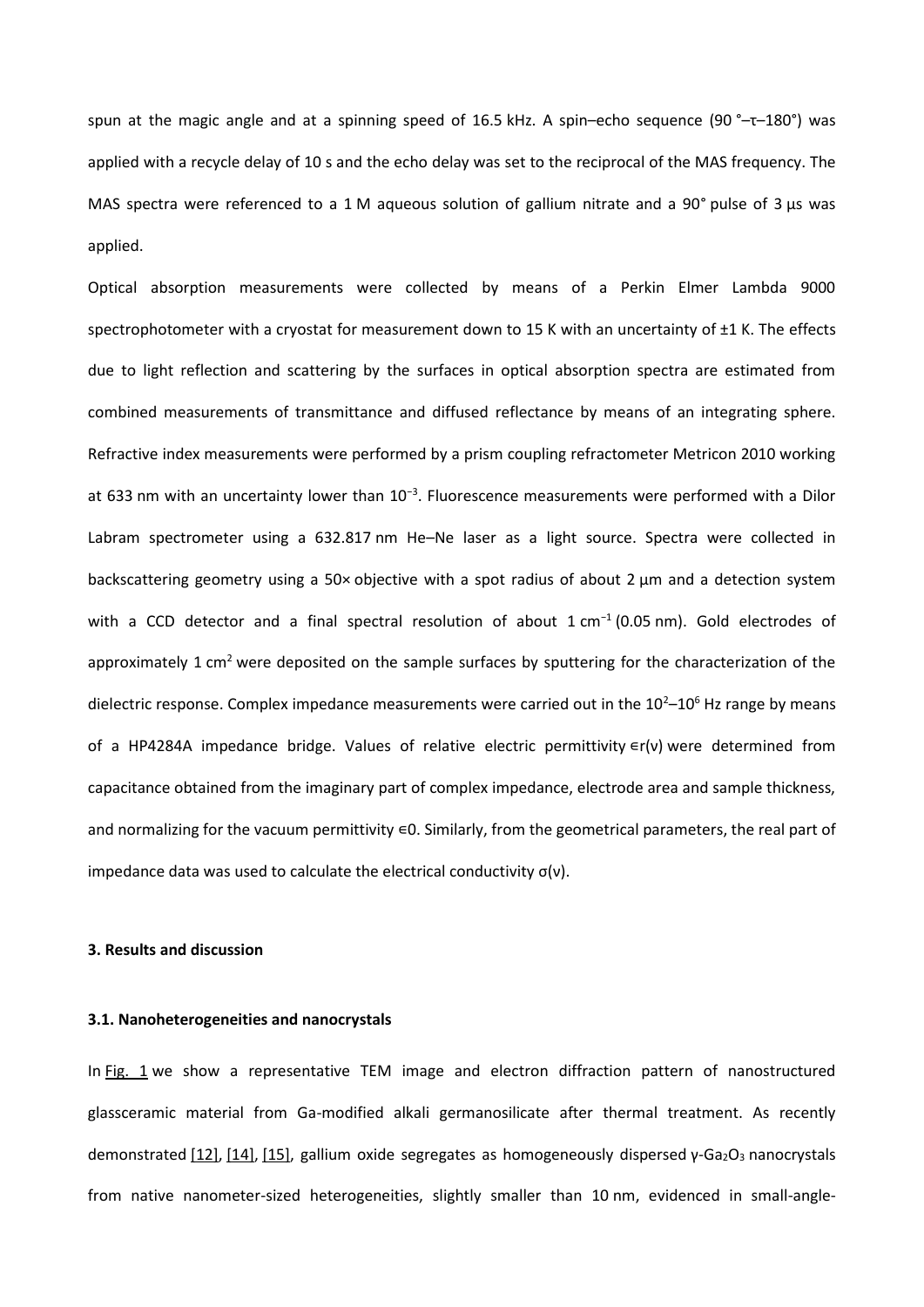spun at the magic angle and at a spinning speed of 16.5 kHz. A spin–echo sequence (90 °–τ–180°) was applied with a recycle delay of 10 s and the echo delay was set to the reciprocal of the MAS frequency. The MAS spectra were referenced to a 1 M aqueous solution of gallium nitrate and a 90° pulse of 3 μs was applied.

Optical absorption measurements were collected by means of a Perkin Elmer Lambda 9000 spectrophotometer with a cryostat for measurement down to 15 K with an uncertainty of ±1 K. The effects due to light reflection and scattering by the surfaces in optical absorption spectra are estimated from combined measurements of transmittance and diffused reflectance by means of an integrating sphere. Refractive index measurements were performed by a prism coupling refractometer Metricon 2010 working at 633 nm with an uncertainty lower than $10^{-3}$. Fluorescence measurements were performed with a Dilor Labram spectrometer using a 632.817 nm He–Ne laser as a light source. Spectra were collected in backscattering geometry using a 50× objective with a spot radius of about 2 μm and a detection system with a CCD detector and a final spectral resolution of about 1 $cm^{-1}$ (0.05 nm). Gold electrodes of approximately 1 $cm^2$ were deposited on the sample surfaces by sputtering for the characterization of the dielectric response. Complex impedance measurements were carried out in the $10^2$–$10^6$ Hz range by means of a HP4284A impedance bridge. Values of relative electric permittivity $\epsilon_r(\nu)$ were determined from capacitance obtained from the imaginary part of complex impedance, electrode area and sample thickness, and normalizing for the vacuum permittivity $\epsilon_0$. Similarly, from the geometrical parameters, the real part of impedance data was used to calculate the electrical conductivity $\sigma(\nu)$.

## 3. Results and discussion

### 3.1. Nanoheterogeneities and nanocrystals

In Fig. 1 we show a representative TEM image and electron diffraction pattern of nanostructured glassceramic material from Ga-modified alkali germanosilicate after thermal treatment. As recently demonstrated [12], [14], [15], gallium oxide segregates as homogeneously dispersed γ-$Ga_2O_3$ nanocrystals from native nanometer-sized heterogeneities, slightly smaller than 10 nm, evidenced in small-angle-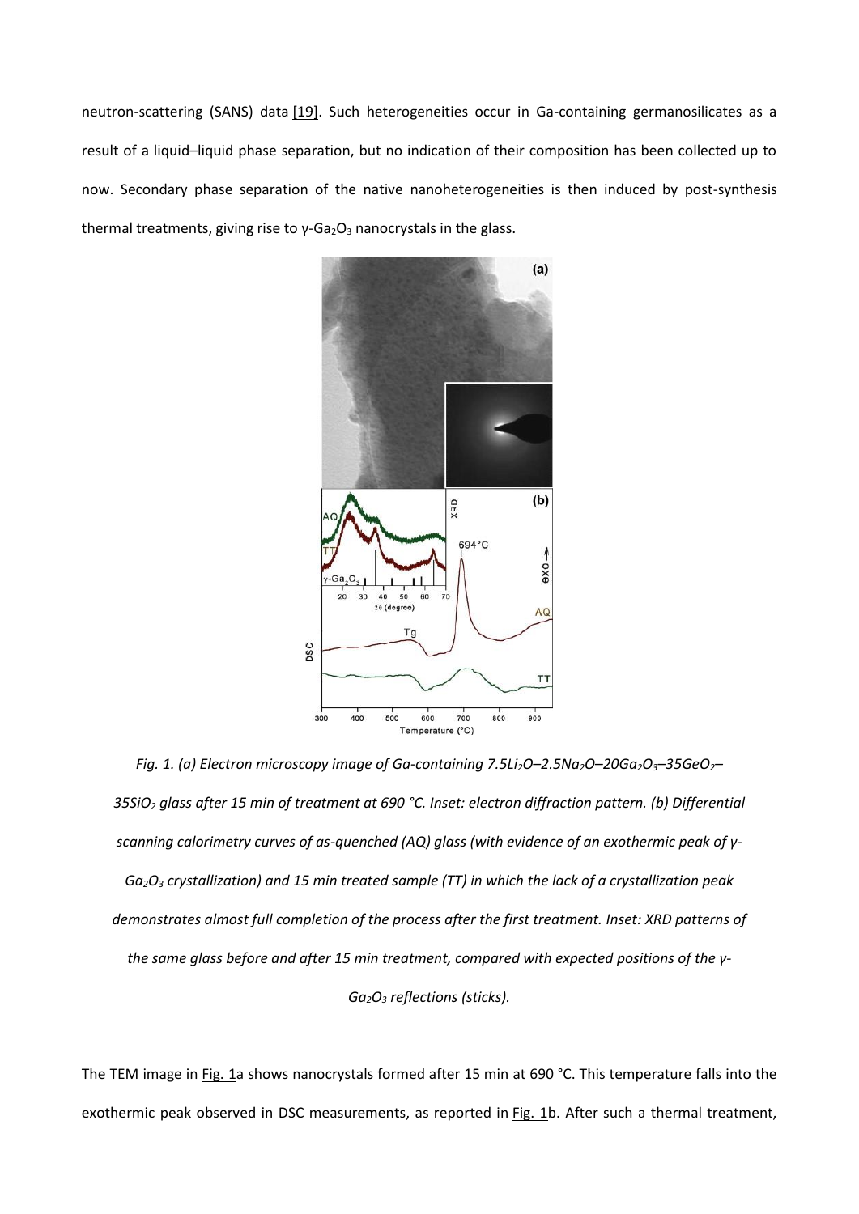neutron-scattering (SANS) data [19]. Such heterogeneities occur in Ga-containing germanosilicates as a result of a liquid–liquid phase separation, but no indication of their composition has been collected up to now. Secondary phase separation of the native nanoheterogeneities is then induced by post-synthesis thermal treatments, giving rise to γ-$Ga_2O_3$ nanocrystals in the glass.

*Fig. 1. (a) Electron microscopy image of Ga-containing 7.5$Li_2O$–2.5$Na_2O$–20$Ga_2O_3$–35$GeO_2$–35$SiO_2$ glass after 15 min of treatment at 690 °C. Inset: electron diffraction pattern. (b) Differential scanning calorimetry curves of as-quenched (AQ) glass (with evidence of an exothermic peak of γ-$Ga_2O_3$ crystallization) and 15 min treated sample (TT) in which the lack of a crystallization peak demonstrates almost full completion of the process after the first treatment. Inset: XRD patterns of the same glass before and after 15 min treatment, compared with expected positions of the γ-$Ga_2O_3$ reflections (sticks).*

The TEM image in Fig. 1a shows nanocrystals formed after 15 min at 690 °C. This temperature falls into the exothermic peak observed in DSC measurements, as reported in Fig. 1b. After such a thermal treatment,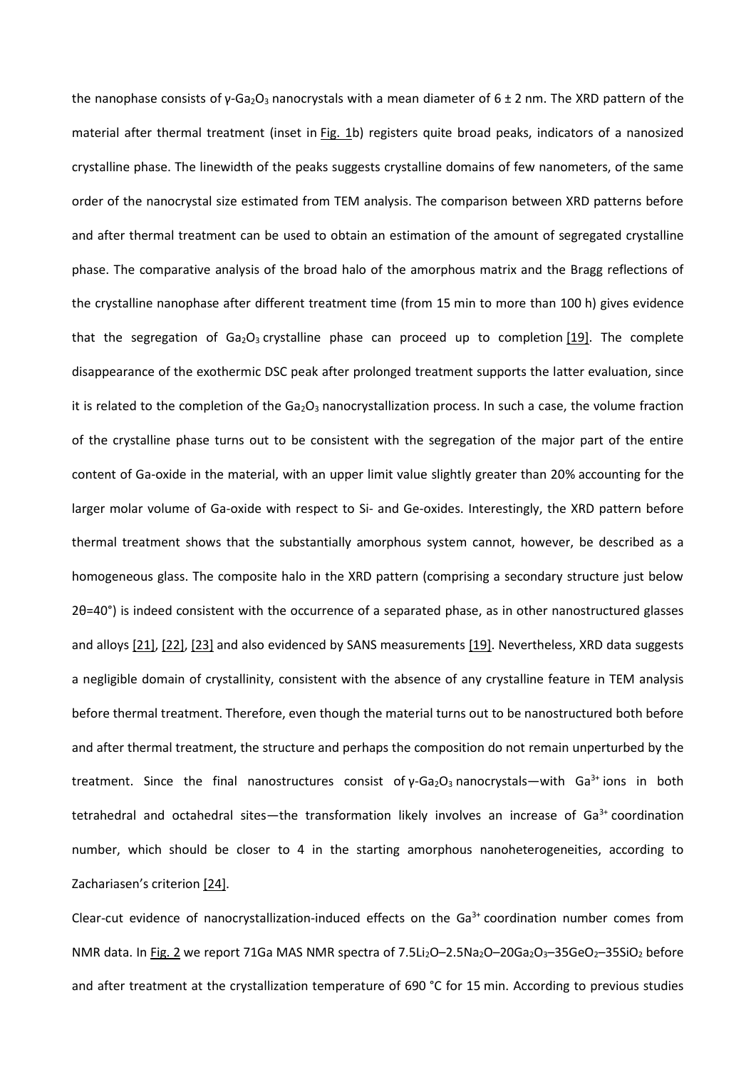the nanophase consists of γ-$Ga_2O_3$ nanocrystals with a mean diameter of 6 ± 2 nm. The XRD pattern of the material after thermal treatment (inset in Fig. 1b) registers quite broad peaks, indicators of a nanosized crystalline phase. The linewidth of the peaks suggests crystalline domains of few nanometers, of the same order of the nanocrystal size estimated from TEM analysis. The comparison between XRD patterns before and after thermal treatment can be used to obtain an estimation of the amount of segregated crystalline phase. The comparative analysis of the broad halo of the amorphous matrix and the Bragg reflections of the crystalline nanophase after different treatment time (from 15 min to more than 100 h) gives evidence that the segregation of $Ga_2O_3$ crystalline phase can proceed up to completion [19]. The complete disappearance of the exothermic DSC peak after prolonged treatment supports the latter evaluation, since it is related to the completion of the $Ga_2O_3$ nanocrystallization process. In such a case, the volume fraction of the crystalline phase turns out to be consistent with the segregation of the major part of the entire content of Ga-oxide in the material, with an upper limit value slightly greater than 20% accounting for the larger molar volume of Ga-oxide with respect to Si- and Ge-oxides. Interestingly, the XRD pattern before thermal treatment shows that the substantially amorphous system cannot, however, be described as a homogeneous glass. The composite halo in the XRD pattern (comprising a secondary structure just below 2θ=40°) is indeed consistent with the occurrence of a separated phase, as in other nanostructured glasses and alloys [21], [22], [23] and also evidenced by SANS measurements [19]. Nevertheless, XRD data suggests a negligible domain of crystallinity, consistent with the absence of any crystalline feature in TEM analysis before thermal treatment. Therefore, even though the material turns out to be nanostructured both before and after thermal treatment, the structure and perhaps the composition do not remain unperturbed by the treatment. Since the final nanostructures consist of γ-$Ga_2O_3$ nanocrystals—with $Ga^{3+}$ ions in both tetrahedral and octahedral sites—the transformation likely involves an increase of $Ga^{3+}$ coordination number, which should be closer to 4 in the starting amorphous nanoheterogeneities, according to Zachariasen's criterion [24].

Clear-cut evidence of nanocrystallization-induced effects on the $Ga^{3+}$ coordination number comes from NMR data. In Fig. 2 we report 71Ga MAS NMR spectra of $7.5Li_2O$–$2.5Na_2O$–$20Ga_2O_3$–$35GeO_2$–$35SiO_2$ before and after treatment at the crystallization temperature of 690 °C for 15 min. According to previous studies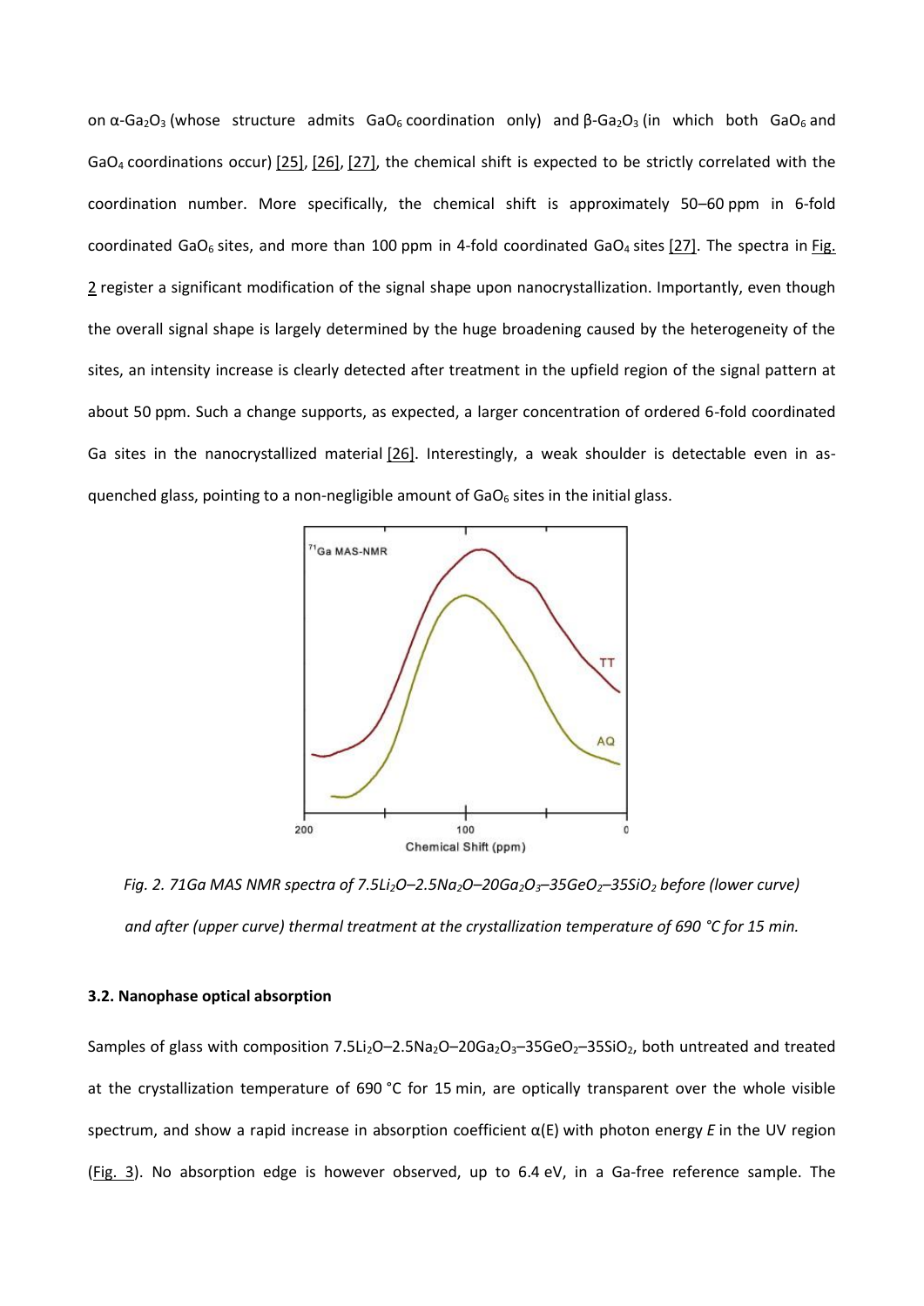on α-$Ga_2O_3$ (whose structure admits $GaO_6$ coordination only) and β-$Ga_2O_3$ (in which both $GaO_6$ and $GaO_4$ coordinations occur) [25], [26], [27], the chemical shift is expected to be strictly correlated with the coordination number. More specifically, the chemical shift is approximately 50–60 ppm in 6-fold coordinated $GaO_6$ sites, and more than 100 ppm in 4-fold coordinated $GaO_4$ sites [27]. The spectra in Fig. 2 register a significant modification of the signal shape upon nanocrystallization. Importantly, even though the overall signal shape is largely determined by the huge broadening caused by the heterogeneity of the sites, an intensity increase is clearly detected after treatment in the upfield region of the signal pattern at about 50 ppm. Such a change supports, as expected, a larger concentration of ordered 6-fold coordinated Ga sites in the nanocrystallized material [26]. Interestingly, a weak shoulder is detectable even in as-quenched glass, pointing to a non-negligible amount of $GaO_6$ sites in the initial glass.

*Fig. 2. 71Ga MAS NMR spectra of 7.5$Li_2O$–2.5$Na_2O$–20$Ga_2O_3$–35$GeO_2$–35$SiO_2$ before (lower curve) and after (upper curve) thermal treatment at the crystallization temperature of 690 °C for 15 min.*

### 3.2. Nanophase optical absorption

Samples of glass with composition 7.5$Li_2O$–2.5$Na_2O$–20$Ga_2O_3$–35$GeO_2$–35$SiO_2$, both untreated and treated at the crystallization temperature of 690 °C for 15 min, are optically transparent over the whole visible spectrum, and show a rapid increase in absorption coefficient $\alpha(E)$ with photon energy $E$ in the UV region (Fig. 3). No absorption edge is however observed, up to 6.4 eV, in a Ga-free reference sample. The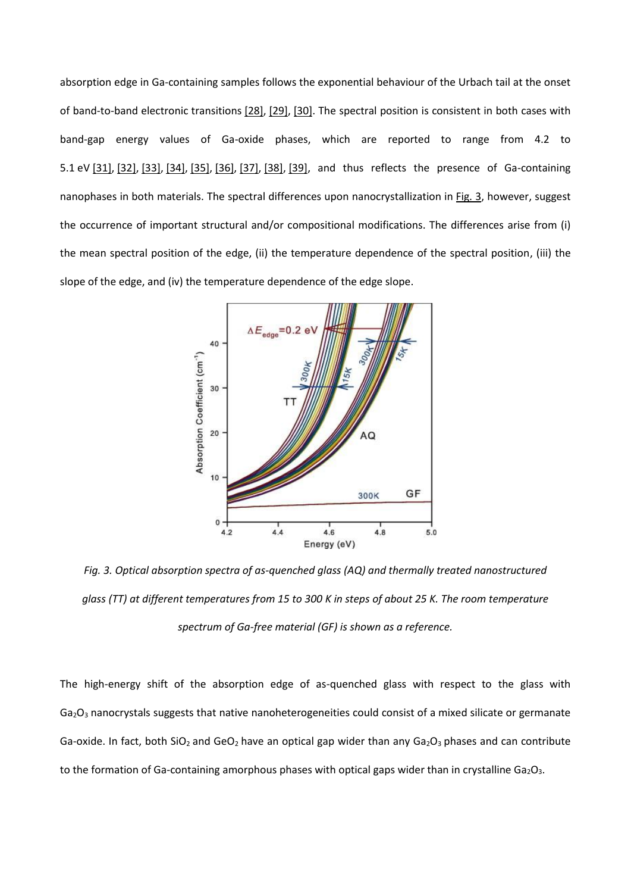absorption edge in Ga-containing samples follows the exponential behaviour of the Urbach tail at the onset of band-to-band electronic transitions [28], [29], [30]. The spectral position is consistent in both cases with band-gap energy values of Ga-oxide phases, which are reported to range from 4.2 to 5.1 eV [31], [32], [33], [34], [35], [36], [37], [38], [39], and thus reflects the presence of Ga-containing nanophases in both materials. The spectral differences upon nanocrystallization in Fig. 3, however, suggest the occurrence of important structural and/or compositional modifications. The differences arise from (i) the mean spectral position of the edge, (ii) the temperature dependence of the spectral position, (iii) the slope of the edge, and (iv) the temperature dependence of the edge slope.

*Fig. 3. Optical absorption spectra of as-quenched glass (AQ) and thermally treated nanostructured glass (TT) at different temperatures from 15 to 300 K in steps of about 25 K. The room temperature spectrum of Ga-free material (GF) is shown as a reference.*

The high-energy shift of the absorption edge of as-quenched glass with respect to the glass with $Ga_2O_3$ nanocrystals suggests that native nanoheterogeneities could consist of a mixed silicate or germanate Ga-oxide. In fact, both $SiO_2$ and $GeO_2$ have an optical gap wider than any $Ga_2O_3$ phases and can contribute to the formation of Ga-containing amorphous phases with optical gaps wider than in crystalline $Ga_2O_3$.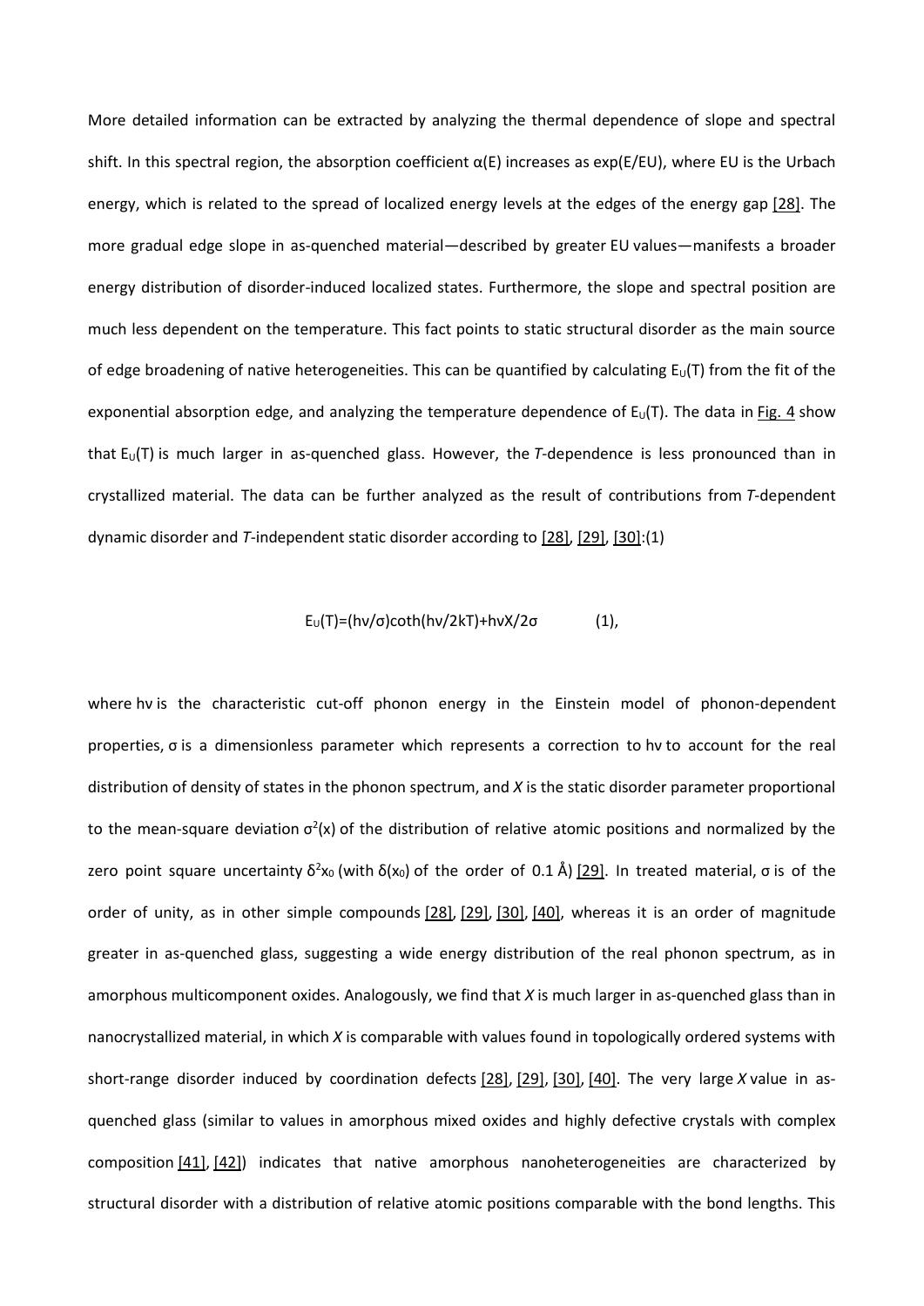More detailed information can be extracted by analyzing the thermal dependence of slope and spectral shift. In this spectral region, the absorption coefficient α(E) increases as exp(E/EU), where EU is the Urbach energy, which is related to the spread of localized energy levels at the edges of the energy gap [28]. The more gradual edge slope in as-quenched material—described by greater EU values—manifests a broader energy distribution of disorder-induced localized states. Furthermore, the slope and spectral position are much less dependent on the temperature. This fact points to static structural disorder as the main source of edge broadening of native heterogeneities. This can be quantified by calculating $E_U(T)$ from the fit of the exponential absorption edge, and analyzing the temperature dependence of $E_U(T)$. The data in Fig. 4 show that $E_U(T)$ is much larger in as-quenched glass. However, the *T*-dependence is less pronounced than in crystallized material. The data can be further analyzed as the result of contributions from *T*-dependent dynamic disorder and *T*-independent static disorder according to [28], [29], [30]:(1)

$$E_U(T)=(h\nu/\sigma)\coth(h\nu/2kT)+h\nu X/2\sigma \qquad (1),$$

where hν is the characteristic cut-off phonon energy in the Einstein model of phonon-dependent properties, σ is a dimensionless parameter which represents a correction to hν to account for the real distribution of density of states in the phonon spectrum, and *X* is the static disorder parameter proportional to the mean-square deviation $\sigma^2(x)$ of the distribution of relative atomic positions and normalized by the zero point square uncertainty $\delta^2 x_0$ (with $\delta(x_0)$ of the order of 0.1 Å) [29]. In treated material, σ is of the order of unity, as in other simple compounds [28], [29], [30], [40], whereas it is an order of magnitude greater in as-quenched glass, suggesting a wide energy distribution of the real phonon spectrum, as in amorphous multicomponent oxides. Analogously, we find that *X* is much larger in as-quenched glass than in nanocrystallized material, in which *X* is comparable with values found in topologically ordered systems with short-range disorder induced by coordination defects [28], [29], [30], [40]. The very large *X* value in as-quenched glass (similar to values in amorphous mixed oxides and highly defective crystals with complex composition [41], [42]) indicates that native amorphous nanoheterogeneities are characterized by structural disorder with a distribution of relative atomic positions comparable with the bond lengths. This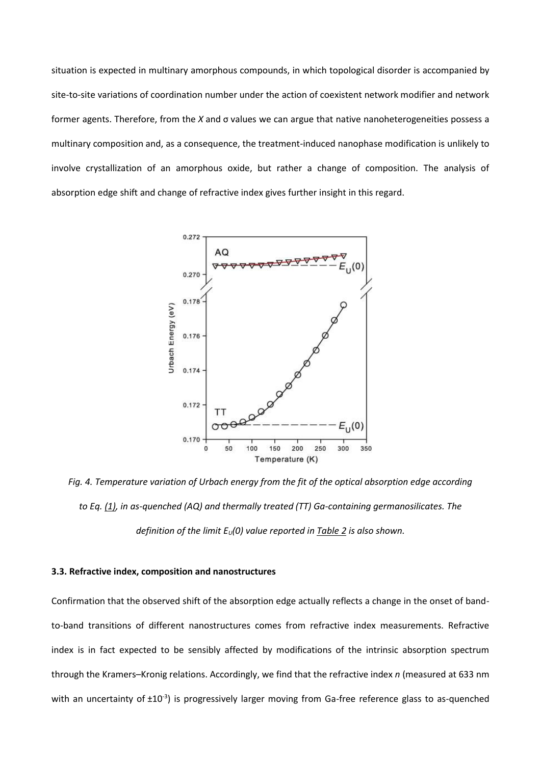situation is expected in multinary amorphous compounds, in which topological disorder is accompanied by site-to-site variations of coordination number under the action of coexistent network modifier and network former agents. Therefore, from the *X* and σ values we can argue that native nanoheterogeneities possess a multinary composition and, as a consequence, the treatment-induced nanophase modification is unlikely to involve crystallization of an amorphous oxide, but rather a change of composition. The analysis of absorption edge shift and change of refractive index gives further insight in this regard.

*Fig. 4. Temperature variation of Urbach energy from the fit of the optical absorption edge according to Eq. (1), in as-quenched (AQ) and thermally treated (TT) Ga-containing germanosilicates. The definition of the limit $E_U(0)$ value reported in Table 2 is also shown.*

### 3.3. Refractive index, composition and nanostructures

Confirmation that the observed shift of the absorption edge actually reflects a change in the onset of band-to-band transitions of different nanostructures comes from refractive index measurements. Refractive index is in fact expected to be sensibly affected by modifications of the intrinsic absorption spectrum through the Kramers–Kronig relations. Accordingly, we find that the refractive index *n* (measured at 633 nm with an uncertainty of $\pm 10^{-3}$) is progressively larger moving from Ga-free reference glass to as-quenched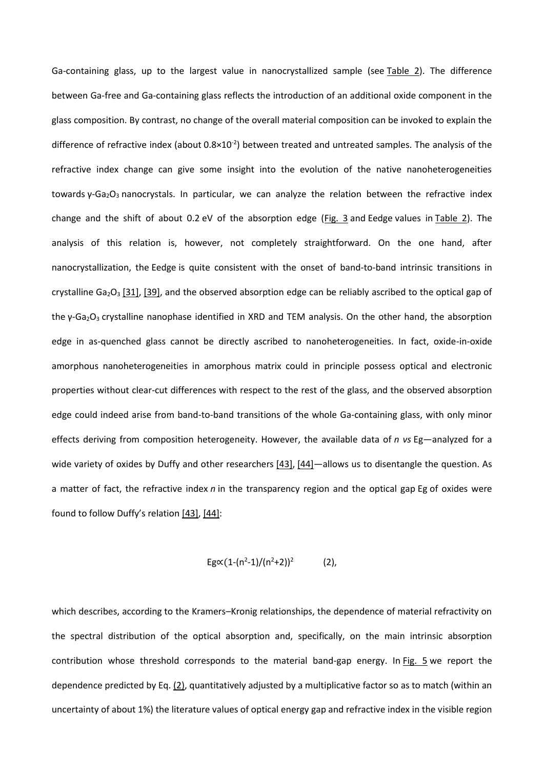Ga-containing glass, up to the largest value in nanocrystallized sample (see Table 2). The difference between Ga-free and Ga-containing glass reflects the introduction of an additional oxide component in the glass composition. By contrast, no change of the overall material composition can be invoked to explain the difference of refractive index (about $0.8\times10^{-2}$) between treated and untreated samples. The analysis of the refractive index change can give some insight into the evolution of the native nanoheterogeneities towards $\gamma$-$Ga_2O_3$ nanocrystals. In particular, we can analyze the relation between the refractive index change and the shift of about 0.2 eV of the absorption edge (Fig. 3 and Eedge values in Table 2). The analysis of this relation is, however, not completely straightforward. On the one hand, after nanocrystallization, the Eedge is quite consistent with the onset of band-to-band intrinsic transitions in crystalline $Ga_2O_3$ [31], [39], and the observed absorption edge can be reliably ascribed to the optical gap of the $\gamma$-$Ga_2O_3$ crystalline nanophase identified in XRD and TEM analysis. On the other hand, the absorption edge in as-quenched glass cannot be directly ascribed to nanoheterogeneities. In fact, oxide-in-oxide amorphous nanoheterogeneities in amorphous matrix could in principle possess optical and electronic properties without clear-cut differences with respect to the rest of the glass, and the observed absorption edge could indeed arise from band-to-band transitions of the whole Ga-containing glass, with only minor effects deriving from composition heterogeneity. However, the available data of *n vs* Eg—analyzed for a wide variety of oxides by Duffy and other researchers [43], [44]—allows us to disentangle the question. As a matter of fact, the refractive index *n* in the transparency region and the optical gap Eg of oxides were found to follow Duffy's relation [43], [44]:

$$Eg \propto (1-(n^2-1)/(n^2+2))^2 \qquad (2),$$

which describes, according to the Kramers–Kronig relationships, the dependence of material refractivity on the spectral distribution of the optical absorption and, specifically, on the main intrinsic absorption contribution whose threshold corresponds to the material band-gap energy. In Fig. 5 we report the dependence predicted by Eq. (2), quantitatively adjusted by a multiplicative factor so as to match (within an uncertainty of about 1%) the literature values of optical energy gap and refractive index in the visible region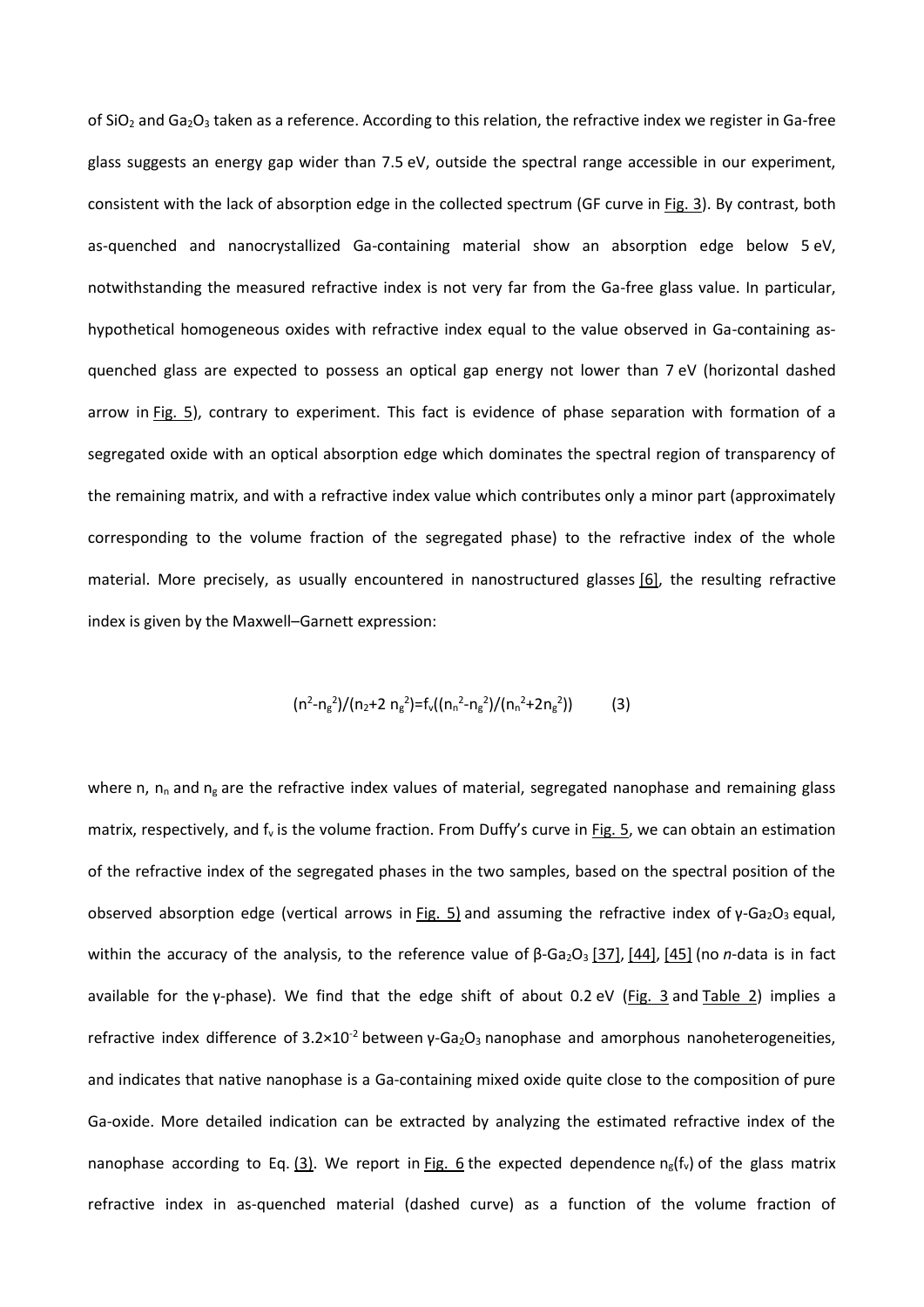of $SiO_2$ and $Ga_2O_3$ taken as a reference. According to this relation, the refractive index we register in Ga-free glass suggests an energy gap wider than 7.5 eV, outside the spectral range accessible in our experiment, consistent with the lack of absorption edge in the collected spectrum (GF curve in Fig. 3). By contrast, both as-quenched and nanocrystallized Ga-containing material show an absorption edge below 5 eV, notwithstanding the measured refractive index is not very far from the Ga-free glass value. In particular, hypothetical homogeneous oxides with refractive index equal to the value observed in Ga-containing as-quenched glass are expected to possess an optical gap energy not lower than 7 eV (horizontal dashed arrow in Fig. 5), contrary to experiment. This fact is evidence of phase separation with formation of a segregated oxide with an optical absorption edge which dominates the spectral region of transparency of the remaining matrix, and with a refractive index value which contributes only a minor part (approximately corresponding to the volume fraction of the segregated phase) to the refractive index of the whole material. More precisely, as usually encountered in nanostructured glasses [6], the resulting refractive index is given by the Maxwell–Garnett expression:

$$(n^2-n_g^2)/(n_2+2\ n_g^2)=f_v((n_n^2-n_g^2)/(n_n^2+2n_g^2)) \qquad (3)$$

where n, $n_n$ and $n_g$ are the refractive index values of material, segregated nanophase and remaining glass matrix, respectively, and $f_v$ is the volume fraction. From Duffy's curve in Fig. 5, we can obtain an estimation of the refractive index of the segregated phases in the two samples, based on the spectral position of the observed absorption edge (vertical arrows in Fig. 5) and assuming the refractive index of $\gamma$-$Ga_2O_3$ equal, within the accuracy of the analysis, to the reference value of $\beta$-$Ga_2O_3$ [37], [44], [45] (no *n*-data is in fact available for the $\gamma$-phase). We find that the edge shift of about 0.2 eV (Fig. 3 and Table 2) implies a refractive index difference of $3.2\times10^{-2}$ between $\gamma$-$Ga_2O_3$ nanophase and amorphous nanoheterogeneities, and indicates that native nanophase is a Ga-containing mixed oxide quite close to the composition of pure Ga-oxide. More detailed indication can be extracted by analyzing the estimated refractive index of the nanophase according to Eq. (3). We report in Fig. 6 the expected dependence $n_g(f_v)$ of the glass matrix refractive index in as-quenched material (dashed curve) as a function of the volume fraction of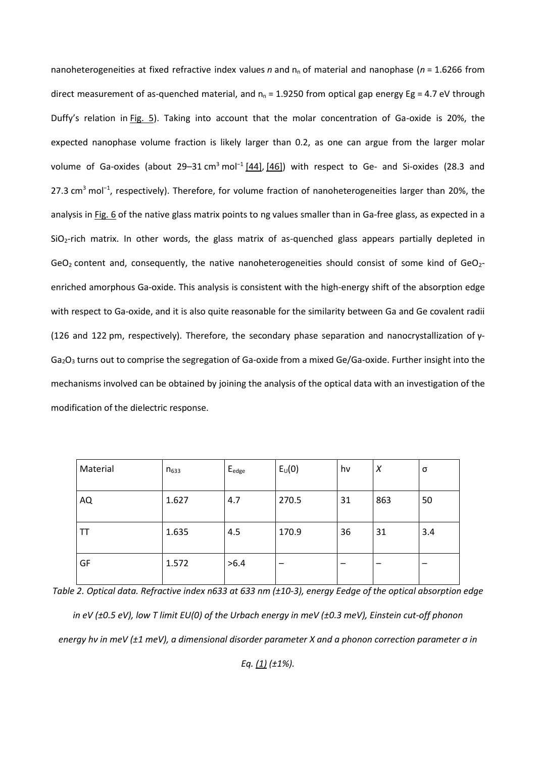nanoheterogeneities at fixed refractive index values *n* and $n_n$ of material and nanophase (*n* = 1.6266 from direct measurement of as-quenched material, and $n_n$ = 1.9250 from optical gap energy Eg = 4.7 eV through Duffy's relation in Fig. 5). Taking into account that the molar concentration of Ga-oxide is 20%, the expected nanophase volume fraction is likely larger than 0.2, as one can argue from the larger molar volume of Ga-oxides (about 29–31 $cm^3 mol^{-1}$ [44], [46]) with respect to Ge- and Si-oxides (28.3 and 27.3 $cm^3 mol^{-1}$, respectively). Therefore, for volume fraction of nanoheterogeneities larger than 20%, the analysis in Fig. 6 of the native glass matrix points to ng values smaller than in Ga-free glass, as expected in a $SiO_2$-rich matrix. In other words, the glass matrix of as-quenched glass appears partially depleted in $GeO_2$ content and, consequently, the native nanoheterogeneities should consist of some kind of $GeO_2$-enriched amorphous Ga-oxide. This analysis is consistent with the high-energy shift of the absorption edge with respect to Ga-oxide, and it is also quite reasonable for the similarity between Ga and Ge covalent radii (126 and 122 pm, respectively). Therefore, the secondary phase separation and nanocrystallization of γ-$Ga_2O_3$ turns out to comprise the segregation of Ga-oxide from a mixed Ge/Ga-oxide. Further insight into the mechanisms involved can be obtained by joining the analysis of the optical data with an investigation of the modification of the dielectric response.

| Material | $n_{633}$ | $E_{edge}$ | $E_U(0)$ | hν | *X* | σ |
|---|---|---|---|---|---|---|
| AQ | 1.627 | 4.7 | 270.5 | 31 | 863 | 50 |
| TT | 1.635 | 4.5 | 170.9 | 36 | 31 | 3.4 |
| GF | 1.572 | >6.4 | – | – | – | – |

*Table 2. Optical data. Refractive index n633 at 633 nm (±10-3), energy Eedge of the optical absorption edge in eV (±0.5 eV), low T limit EU(0) of the Urbach energy in meV (±0.3 meV), Einstein cut-off phonon energy hν in meV (±1 meV), a dimensional disorder parameter X and a phonon correction parameter σ in Eq. (1) (±1%).*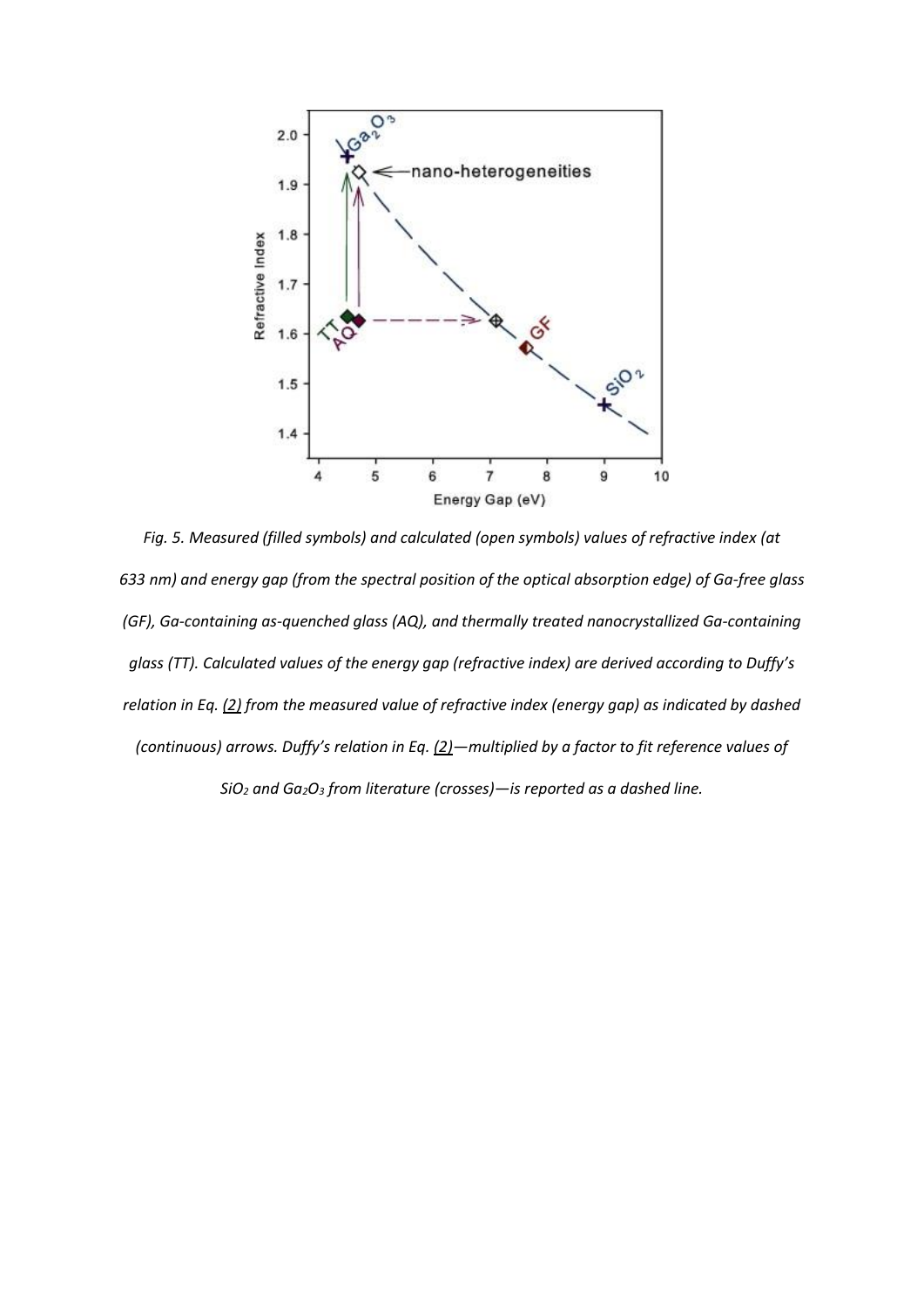*Fig. 5. Measured (filled symbols) and calculated (open symbols) values of refractive index (at 633 nm) and energy gap (from the spectral position of the optical absorption edge) of Ga-free glass (GF), Ga-containing as-quenched glass (AQ), and thermally treated nanocrystallized Ga-containing glass (TT). Calculated values of the energy gap (refractive index) are derived according to Duffy's relation in Eq. (2) from the measured value of refractive index (energy gap) as indicated by dashed (continuous) arrows. Duffy's relation in Eq. (2)—multiplied by a factor to fit reference values of $SiO_2$ and $Ga_2O_3$ from literature (crosses)—is reported as a dashed line.*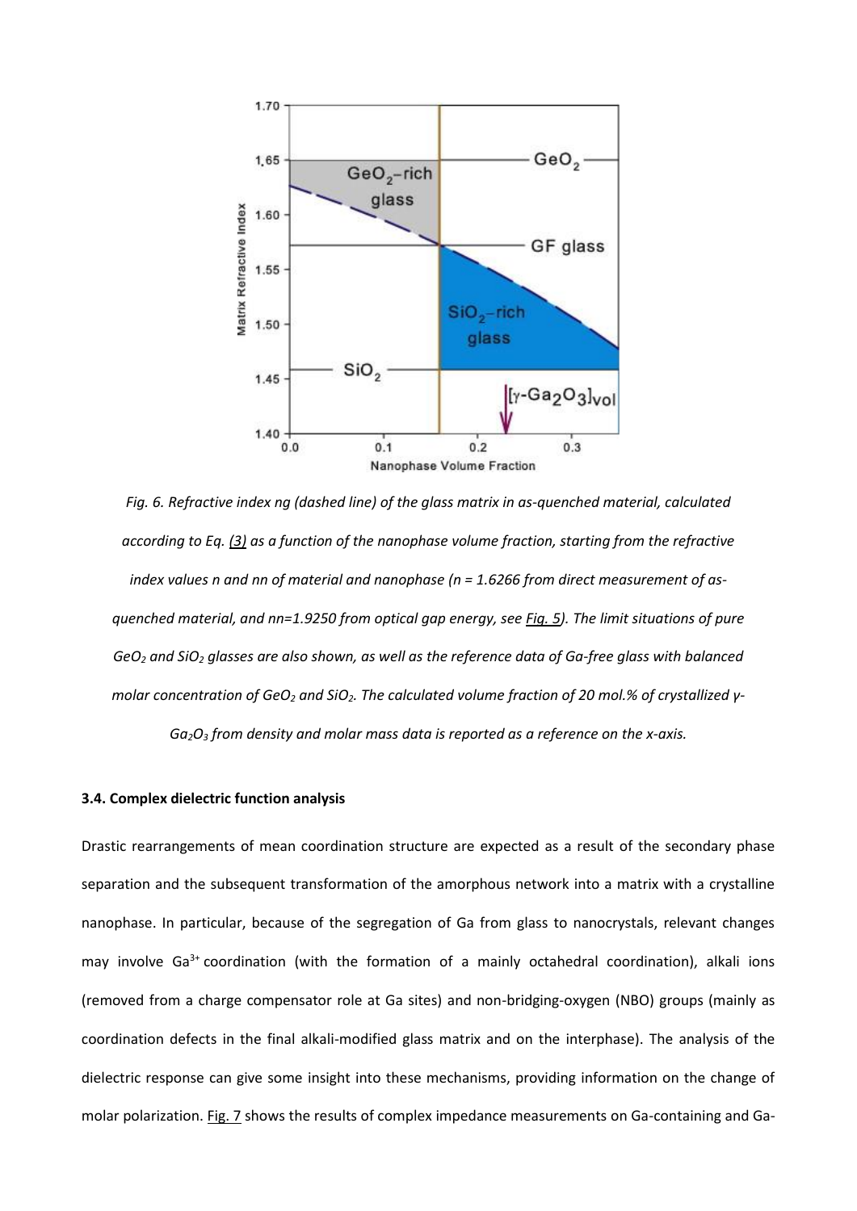*Fig. 6. Refractive index ng (dashed line) of the glass matrix in as-quenched material, calculated according to Eq. (3) as a function of the nanophase volume fraction, starting from the refractive index values n and nn of material and nanophase (n = 1.6266 from direct measurement of as-quenched material, and nn=1.9250 from optical gap energy, see Fig. 5). The limit situations of pure $GeO_2$ and $SiO_2$ glasses are also shown, as well as the reference data of Ga-free glass with balanced molar concentration of $GeO_2$ and $SiO_2$. The calculated volume fraction of 20 mol.% of crystallized γ-$Ga_2O_3$ from density and molar mass data is reported as a reference on the x-axis.*

### 3.4. Complex dielectric function analysis

Drastic rearrangements of mean coordination structure are expected as a result of the secondary phase separation and the subsequent transformation of the amorphous network into a matrix with a crystalline nanophase. In particular, because of the segregation of Ga from glass to nanocrystals, relevant changes may involve $Ga^{3+}$ coordination (with the formation of a mainly octahedral coordination), alkali ions (removed from a charge compensator role at Ga sites) and non-bridging-oxygen (NBO) groups (mainly as coordination defects in the final alkali-modified glass matrix and on the interphase). The analysis of the dielectric response can give some insight into these mechanisms, providing information on the change of molar polarization. Fig. 7 shows the results of complex impedance measurements on Ga-containing and Ga-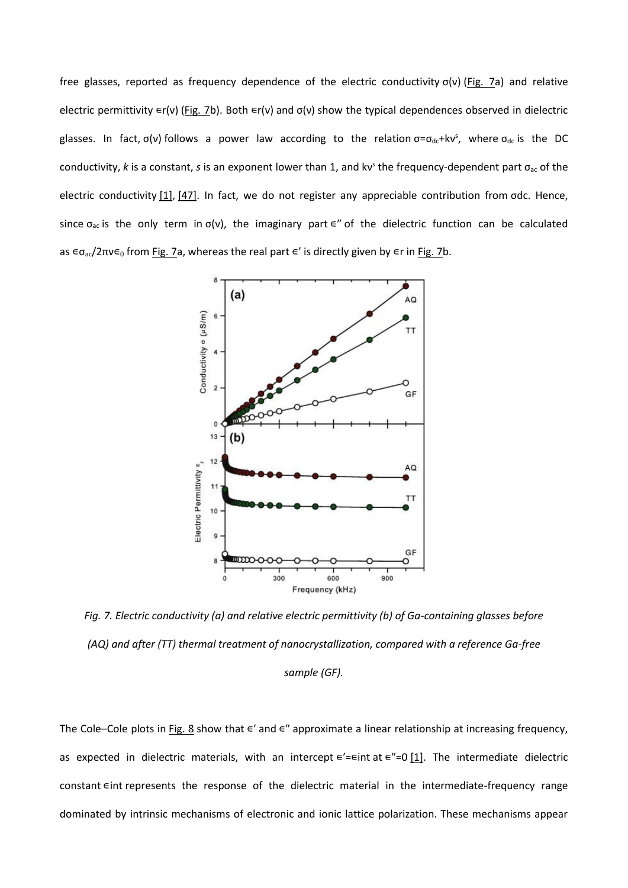free glasses, reported as frequency dependence of the electric conductivity $\sigma(\nu)$ (Fig. 7a) and relative electric permittivity $\epsilon_r(\nu)$ (Fig. 7b). Both $\epsilon_r(\nu)$ and $\sigma(\nu)$ show the typical dependences observed in dielectric glasses. In fact, $\sigma(\nu)$ follows a power law according to the relation $\sigma=\sigma_{dc}+k\nu^s$, where $\sigma_{dc}$ is the DC conductivity, $k$ is a constant, $s$ is an exponent lower than 1, and $k\nu^s$ the frequency-dependent part $\sigma_{ac}$ of the electric conductivity [1], [47]. In fact, we do not register any appreciable contribution from $\sigma_{dc}$. Hence, since $\sigma_{ac}$ is the only term in $\sigma(\nu)$, the imaginary part $\epsilon''$ of the dielectric function can be calculated as $\epsilon\sigma_{ac}/2\pi\nu\epsilon_0$ from Fig. 7a, whereas the real part $\epsilon'$ is directly given by $\epsilon_r$ in Fig. 7b.

*Fig. 7. Electric conductivity (a) and relative electric permittivity (b) of Ga-containing glasses before (AQ) and after (TT) thermal treatment of nanocrystallization, compared with a reference Ga-free sample (GF).*

The Cole–Cole plots in Fig. 8 show that $\epsilon'$ and $\epsilon''$ approximate a linear relationship at increasing frequency, as expected in dielectric materials, with an intercept $\epsilon'=\epsilon_{int}$ at $\epsilon''=0$ [1]. The intermediate dielectric constant $\epsilon_{int}$ represents the response of the dielectric material in the intermediate-frequency range dominated by intrinsic mechanisms of electronic and ionic lattice polarization. These mechanisms appear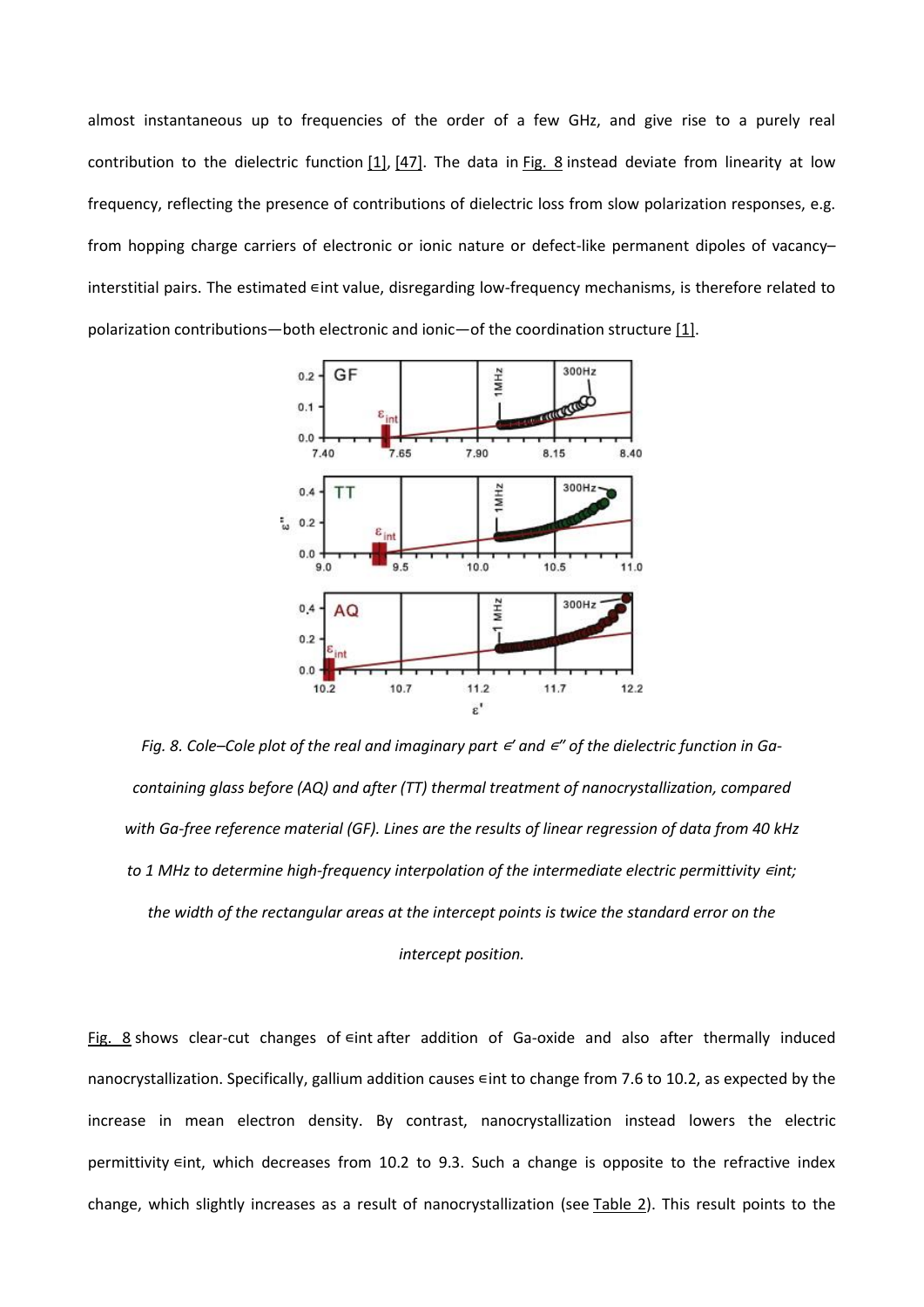almost instantaneous up to frequencies of the order of a few GHz, and give rise to a purely real contribution to the dielectric function [1], [47]. The data in Fig. 8 instead deviate from linearity at low frequency, reflecting the presence of contributions of dielectric loss from slow polarization responses, e.g. from hopping charge carriers of electronic or ionic nature or defect-like permanent dipoles of vacancy–interstitial pairs. The estimated $\epsilon_{int}$ value, disregarding low-frequency mechanisms, is therefore related to polarization contributions—both electronic and ionic—of the coordination structure [1].

*Fig. 8. Cole–Cole plot of the real and imaginary part $\epsilon'$ and $\epsilon''$ of the dielectric function in Ga-containing glass before (AQ) and after (TT) thermal treatment of nanocrystallization, compared with Ga-free reference material (GF). Lines are the results of linear regression of data from 40 kHz to 1 MHz to determine high-frequency interpolation of the intermediate electric permittivity $\epsilon_{int}$; the width of the rectangular areas at the intercept points is twice the standard error on the intercept position.*

Fig. 8 shows clear-cut changes of $\epsilon_{int}$ after addition of Ga-oxide and also after thermally induced nanocrystallization. Specifically, gallium addition causes $\epsilon_{int}$ to change from 7.6 to 10.2, as expected by the increase in mean electron density. By contrast, nanocrystallization instead lowers the electric permittivity $\epsilon_{int}$, which decreases from 10.2 to 9.3. Such a change is opposite to the refractive index change, which slightly increases as a result of nanocrystallization (see Table 2). This result points to the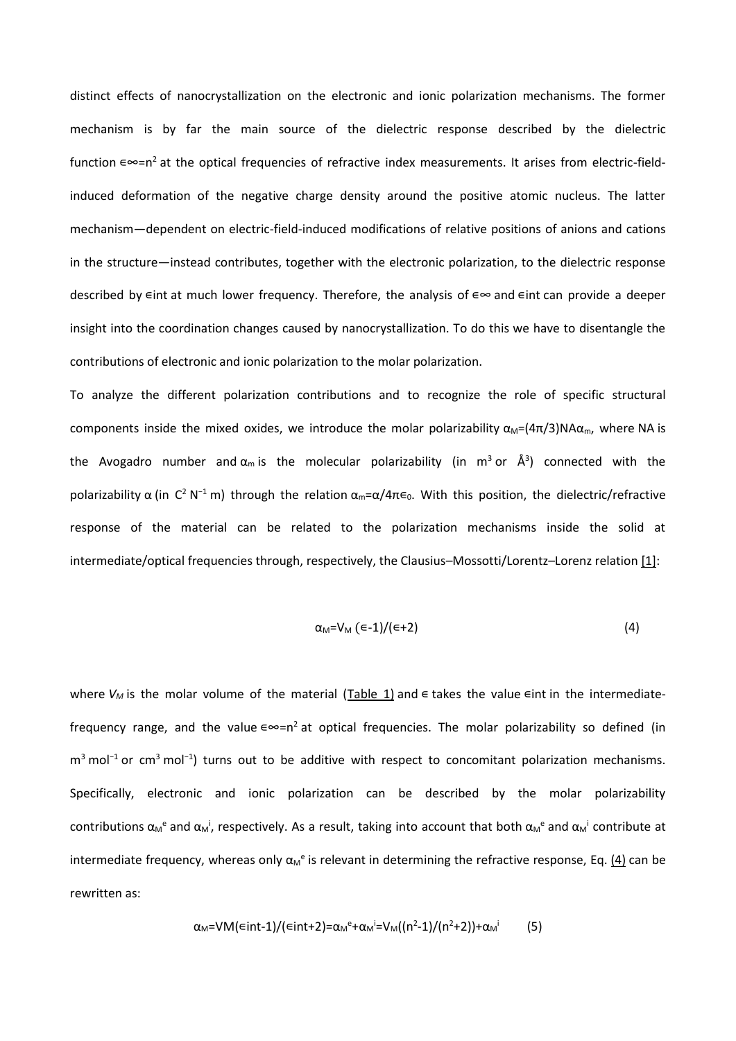distinct effects of nanocrystallization on the electronic and ionic polarization mechanisms. The former mechanism is by far the main source of the dielectric response described by the dielectric function $\epsilon_\infty = n^2$ at the optical frequencies of refractive index measurements. It arises from electric-field-induced deformation of the negative charge density around the positive atomic nucleus. The latter mechanism—dependent on electric-field-induced modifications of relative positions of anions and cations in the structure—instead contributes, together with the electronic polarization, to the dielectric response described by $\epsilon_{int}$ at much lower frequency. Therefore, the analysis of $\epsilon_\infty$ and $\epsilon_{int}$ can provide a deeper insight into the coordination changes caused by nanocrystallization. To do this we have to disentangle the contributions of electronic and ionic polarization to the molar polarization.

To analyze the different polarization contributions and to recognize the role of specific structural components inside the mixed oxides, we introduce the molar polarizability $\alpha_M = (4\pi/3) N_A \alpha_m$, where NA is the Avogadro number and $\alpha_m$ is the molecular polarizability (in $m^3$ or $Å^3$) connected with the polarizability $\alpha$ (in $C^2\,N^{-1}\,m$) through the relation $\alpha_m = \alpha/4\pi\epsilon_0$. With this position, the dielectric/refractive response of the material can be related to the polarization mechanisms inside the solid at intermediate/optical frequencies through, respectively, the Clausius–Mossotti/Lorentz–Lorenz relation [1]:

$$\alpha_M = V_M\,(\epsilon - 1)/(\epsilon + 2) \tag{4}$$

where $V_M$ is the molar volume of the material (Table 1) and $\epsilon$ takes the value $\epsilon_{int}$ in the intermediate-frequency range, and the value $\epsilon_\infty = n^2$ at optical frequencies. The molar polarizability so defined (in $m^3\,mol^{-1}$ or $cm^3\,mol^{-1}$) turns out to be additive with respect to concomitant polarization mechanisms. Specifically, electronic and ionic polarization can be described by the molar polarizability contributions $\alpha_M^e$ and $\alpha_M^i$, respectively. As a result, taking into account that both $\alpha_M^e$ and $\alpha_M^i$ contribute at intermediate frequency, whereas only $\alpha_M^e$ is relevant in determining the refractive response, Eq. (4) can be rewritten as:

$$\alpha_M = V_M(\epsilon_{int} - 1)/(\epsilon_{int} + 2) = \alpha_M^e + \alpha_M^i = V_M((n^2 - 1)/(n^2 + 2)) + \alpha_M^i \tag{5}$$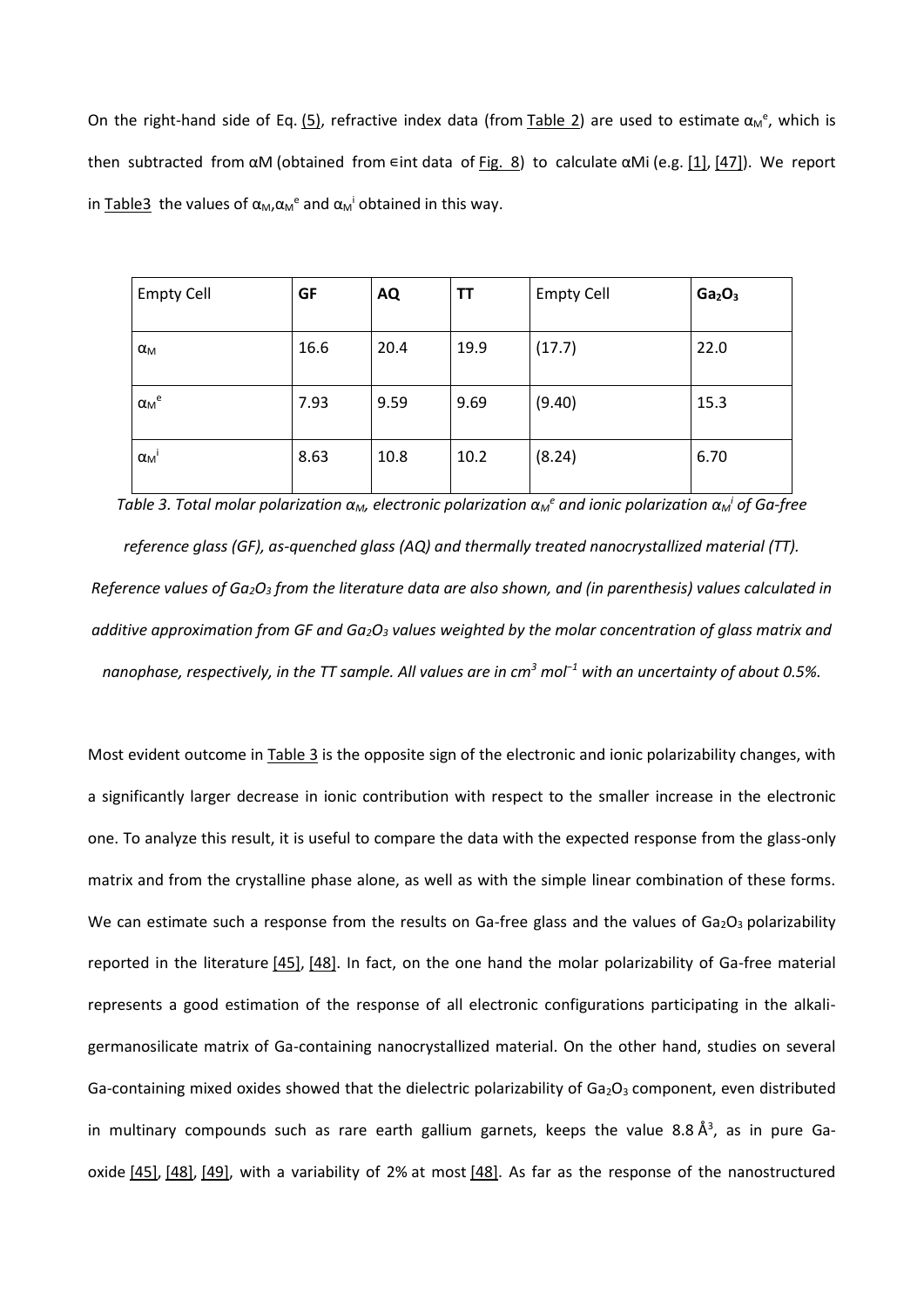On the right-hand side of Eq. (5), refractive index data (from Table 2) are used to estimate $\alpha_M^e$, which is then subtracted from αM (obtained from ∈int data of Fig. 8) to calculate αMi (e.g. [1], [47]). We report in Table3 the values of $\alpha_M$,$\alpha_M^e$ and $\alpha_M^i$ obtained in this way.

| Empty Cell | **GF** | **AQ** | **TT** | Empty Cell | **$Ga_2O_3$** |
|---|---|---|---|---|---|
| $\alpha_M$ | 16.6 | 20.4 | 19.9 | (17.7) | 22.0 |
| $\alpha_M^e$ | 7.93 | 9.59 | 9.69 | (9.40) | 15.3 |
| $\alpha_M^i$ | 8.63 | 10.8 | 10.2 | (8.24) | 6.70 |

*Table 3. Total molar polarization $\alpha_M$, electronic polarization $\alpha_M^e$ and ionic polarization $\alpha_M^i$ of Ga-free reference glass (GF), as-quenched glass (AQ) and thermally treated nanocrystallized material (TT). Reference values of $Ga_2O_3$ from the literature data are also shown, and (in parenthesis) values calculated in additive approximation from GF and $Ga_2O_3$ values weighted by the molar concentration of glass matrix and nanophase, respectively, in the TT sample. All values are in $cm^3\ mol^{-1}$ with an uncertainty of about 0.5%.*

Most evident outcome in Table 3 is the opposite sign of the electronic and ionic polarizability changes, with a significantly larger decrease in ionic contribution with respect to the smaller increase in the electronic one. To analyze this result, it is useful to compare the data with the expected response from the glass-only matrix and from the crystalline phase alone, as well as with the simple linear combination of these forms. We can estimate such a response from the results on Ga-free glass and the values of $Ga_2O_3$ polarizability reported in the literature [45], [48]. In fact, on the one hand the molar polarizability of Ga-free material represents a good estimation of the response of all electronic configurations participating in the alkali-germanosilicate matrix of Ga-containing nanocrystallized material. On the other hand, studies on several Ga-containing mixed oxides showed that the dielectric polarizability of $Ga_2O_3$ component, even distributed in multinary compounds such as rare earth gallium garnets, keeps the value 8.8 $Å^3$, as in pure Ga-oxide [45], [48], [49], with a variability of 2% at most [48]. As far as the response of the nanostructured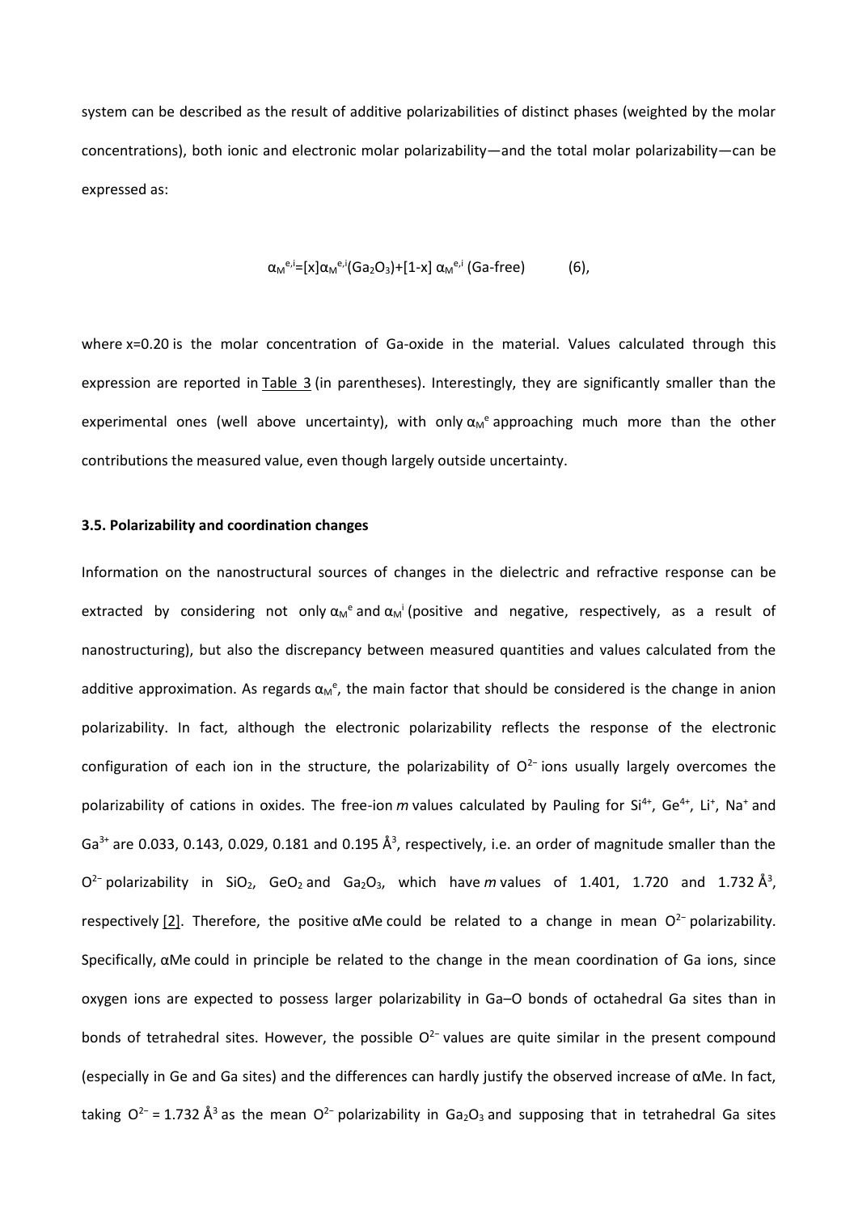system can be described as the result of additive polarizabilities of distinct phases (weighted by the molar concentrations), both ionic and electronic molar polarizability—and the total molar polarizability—can be expressed as:

$$\alpha_M^{e,i}=[x]\alpha_M^{e,i}(Ga_2O_3)+[1-x]\ \alpha_M^{e,i}\ (\text{Ga-free}) \qquad (6),$$

where x=0.20 is the molar concentration of Ga-oxide in the material. Values calculated through this expression are reported in Table 3 (in parentheses). Interestingly, they are significantly smaller than the experimental ones (well above uncertainty), with only $\alpha_M^e$ approaching much more than the other contributions the measured value, even though largely outside uncertainty.

### 3.5. Polarizability and coordination changes

Information on the nanostructural sources of changes in the dielectric and refractive response can be extracted by considering not only $\alpha_M^e$ and $\alpha_M^i$ (positive and negative, respectively, as a result of nanostructuring), but also the discrepancy between measured quantities and values calculated from the additive approximation. As regards $\alpha_M^e$, the main factor that should be considered is the change in anion polarizability. In fact, although the electronic polarizability reflects the response of the electronic configuration of each ion in the structure, the polarizability of $O^{2-}$ ions usually largely overcomes the polarizability of cations in oxides. The free-ion *m* values calculated by Pauling for $Si^{4+}$, $Ge^{4+}$, $Li^+$, $Na^+$ and $Ga^{3+}$ are 0.033, 0.143, 0.029, 0.181 and 0.195 Å$^3$, respectively, i.e. an order of magnitude smaller than the $O^{2-}$ polarizability in $SiO_2$, $GeO_2$ and $Ga_2O_3$, which have *m* values of 1.401, 1.720 and 1.732 Å$^3$, respectively [2]. Therefore, the positive αMe could be related to a change in mean $O^{2-}$ polarizability. Specifically, αMe could in principle be related to the change in the mean coordination of Ga ions, since oxygen ions are expected to possess larger polarizability in Ga–O bonds of octahedral Ga sites than in bonds of tetrahedral sites. However, the possible $O^{2-}$ values are quite similar in the present compound (especially in Ge and Ga sites) and the differences can hardly justify the observed increase of αMe. In fact, taking $O^{2-}$ = 1.732 Å$^3$ as the mean $O^{2-}$ polarizability in $Ga_2O_3$ and supposing that in tetrahedral Ga sites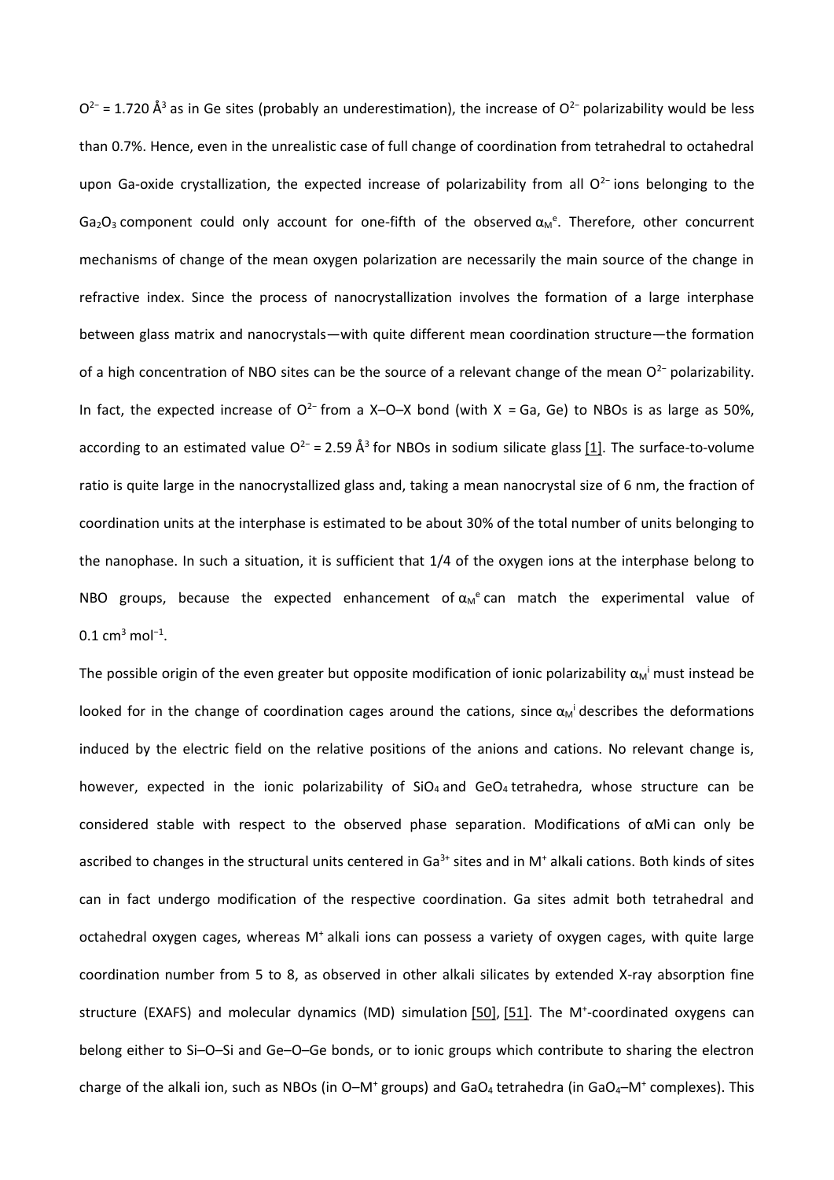$O^{2-}$ = 1.720 Å$^3$ as in Ge sites (probably an underestimation), the increase of $O^{2-}$ polarizability would be less than 0.7%. Hence, even in the unrealistic case of full change of coordination from tetrahedral to octahedral upon Ga-oxide crystallization, the expected increase of polarizability from all $O^{2-}$ ions belonging to the $Ga_2O_3$ component could only account for one-fifth of the observed $\alpha_M^e$. Therefore, other concurrent mechanisms of change of the mean oxygen polarization are necessarily the main source of the change in refractive index. Since the process of nanocrystallization involves the formation of a large interphase between glass matrix and nanocrystals—with quite different mean coordination structure—the formation of a high concentration of NBO sites can be the source of a relevant change of the mean $O^{2-}$ polarizability. In fact, the expected increase of $O^{2-}$ from a X–O–X bond (with X = Ga, Ge) to NBOs is as large as 50%, according to an estimated value $O^{2-}$ = 2.59 Å$^3$ for NBOs in sodium silicate glass [1]. The surface-to-volume ratio is quite large in the nanocrystallized glass and, taking a mean nanocrystal size of 6 nm, the fraction of coordination units at the interphase is estimated to be about 30% of the total number of units belonging to the nanophase. In such a situation, it is sufficient that 1/4 of the oxygen ions at the interphase belong to NBO groups, because the expected enhancement of $\alpha_M^e$ can match the experimental value of 0.1 cm$^3$ mol$^{-1}$.

The possible origin of the even greater but opposite modification of ionic polarizability $\alpha_M^i$ must instead be looked for in the change of coordination cages around the cations, since $\alpha_M^i$ describes the deformations induced by the electric field on the relative positions of the anions and cations. No relevant change is, however, expected in the ionic polarizability of $SiO_4$ and $GeO_4$ tetrahedra, whose structure can be considered stable with respect to the observed phase separation. Modifications of $\alpha_M^i$ can only be ascribed to changes in the structural units centered in $Ga^{3+}$ sites and in $M^+$ alkali cations. Both kinds of sites can in fact undergo modification of the respective coordination. Ga sites admit both tetrahedral and octahedral oxygen cages, whereas $M^+$ alkali ions can possess a variety of oxygen cages, with quite large coordination number from 5 to 8, as observed in other alkali silicates by extended X-ray absorption fine structure (EXAFS) and molecular dynamics (MD) simulation [50], [51]. The $M^+$-coordinated oxygens can belong either to Si–O–Si and Ge–O–Ge bonds, or to ionic groups which contribute to sharing the electron charge of the alkali ion, such as NBOs (in O–$M^+$ groups) and $GaO_4$ tetrahedra (in $GaO_4$–$M^+$ complexes). This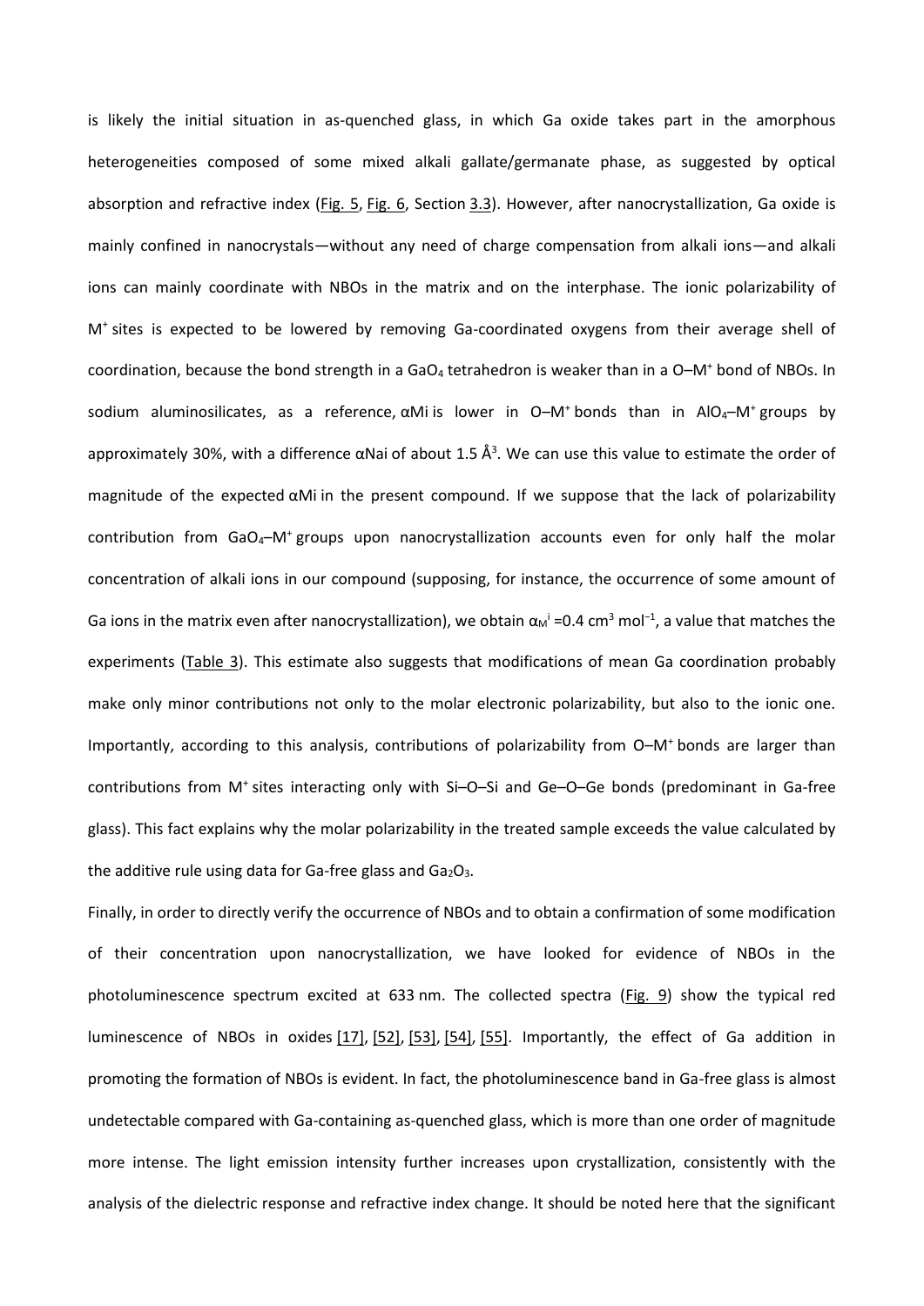is likely the initial situation in as-quenched glass, in which Ga oxide takes part in the amorphous heterogeneities composed of some mixed alkali gallate/germanate phase, as suggested by optical absorption and refractive index (Fig. 5, Fig. 6, Section 3.3). However, after nanocrystallization, Ga oxide is mainly confined in nanocrystals—without any need of charge compensation from alkali ions—and alkali ions can mainly coordinate with NBOs in the matrix and on the interphase. The ionic polarizability of $M^+$ sites is expected to be lowered by removing Ga-coordinated oxygens from their average shell of coordination, because the bond strength in a $GaO_4$ tetrahedron is weaker than in a O–$M^+$ bond of NBOs. In sodium aluminosilicates, as a reference, αMi is lower in O–$M^+$ bonds than in $AlO_4$–$M^+$ groups by approximately 30%, with a difference αNai of about 1.5 Å$^3$. We can use this value to estimate the order of magnitude of the expected αMi in the present compound. If we suppose that the lack of polarizability contribution from $GaO_4$–$M^+$ groups upon nanocrystallization accounts even for only half the molar concentration of alkali ions in our compound (supposing, for instance, the occurrence of some amount of Ga ions in the matrix even after nanocrystallization), we obtain $\alpha_M^i = 0.4$ cm$^3$ mol$^{-1}$, a value that matches the experiments (Table 3). This estimate also suggests that modifications of mean Ga coordination probably make only minor contributions not only to the molar electronic polarizability, but also to the ionic one. Importantly, according to this analysis, contributions of polarizability from O–$M^+$ bonds are larger than contributions from $M^+$ sites interacting only with Si–O–Si and Ge–O–Ge bonds (predominant in Ga-free glass). This fact explains why the molar polarizability in the treated sample exceeds the value calculated by the additive rule using data for Ga-free glass and $Ga_2O_3$.

Finally, in order to directly verify the occurrence of NBOs and to obtain a confirmation of some modification of their concentration upon nanocrystallization, we have looked for evidence of NBOs in the photoluminescence spectrum excited at 633 nm. The collected spectra (Fig. 9) show the typical red luminescence of NBOs in oxides [17], [52], [53], [54], [55]. Importantly, the effect of Ga addition in promoting the formation of NBOs is evident. In fact, the photoluminescence band in Ga-free glass is almost undetectable compared with Ga-containing as-quenched glass, which is more than one order of magnitude more intense. The light emission intensity further increases upon crystallization, consistently with the analysis of the dielectric response and refractive index change. It should be noted here that the significant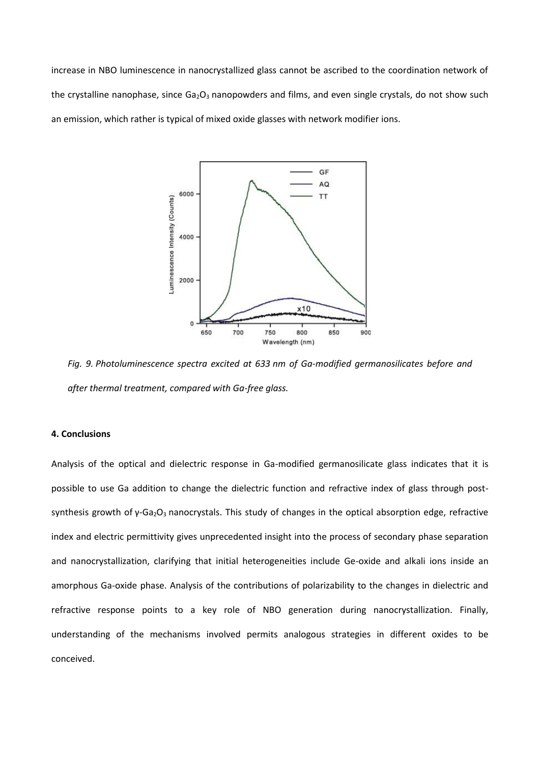increase in NBO luminescence in nanocrystallized glass cannot be ascribed to the coordination network of the crystalline nanophase, since $Ga_2O_3$ nanopowders and films, and even single crystals, do not show such an emission, which rather is typical of mixed oxide glasses with network modifier ions.

*Fig. 9. Photoluminescence spectra excited at 633 nm of Ga-modified germanosilicates before and after thermal treatment, compared with Ga-free glass.*

#### 4. Conclusions

Analysis of the optical and dielectric response in Ga-modified germanosilicate glass indicates that it is possible to use Ga addition to change the dielectric function and refractive index of glass through post-synthesis growth of γ-$Ga_2O_3$ nanocrystals. This study of changes in the optical absorption edge, refractive index and electric permittivity gives unprecedented insight into the process of secondary phase separation and nanocrystallization, clarifying that initial heterogeneities include Ge-oxide and alkali ions inside an amorphous Ga-oxide phase. Analysis of the contributions of polarizability to the changes in dielectric and refractive response points to a key role of NBO generation during nanocrystallization. Finally, understanding of the mechanisms involved permits analogous strategies in different oxides to be conceived.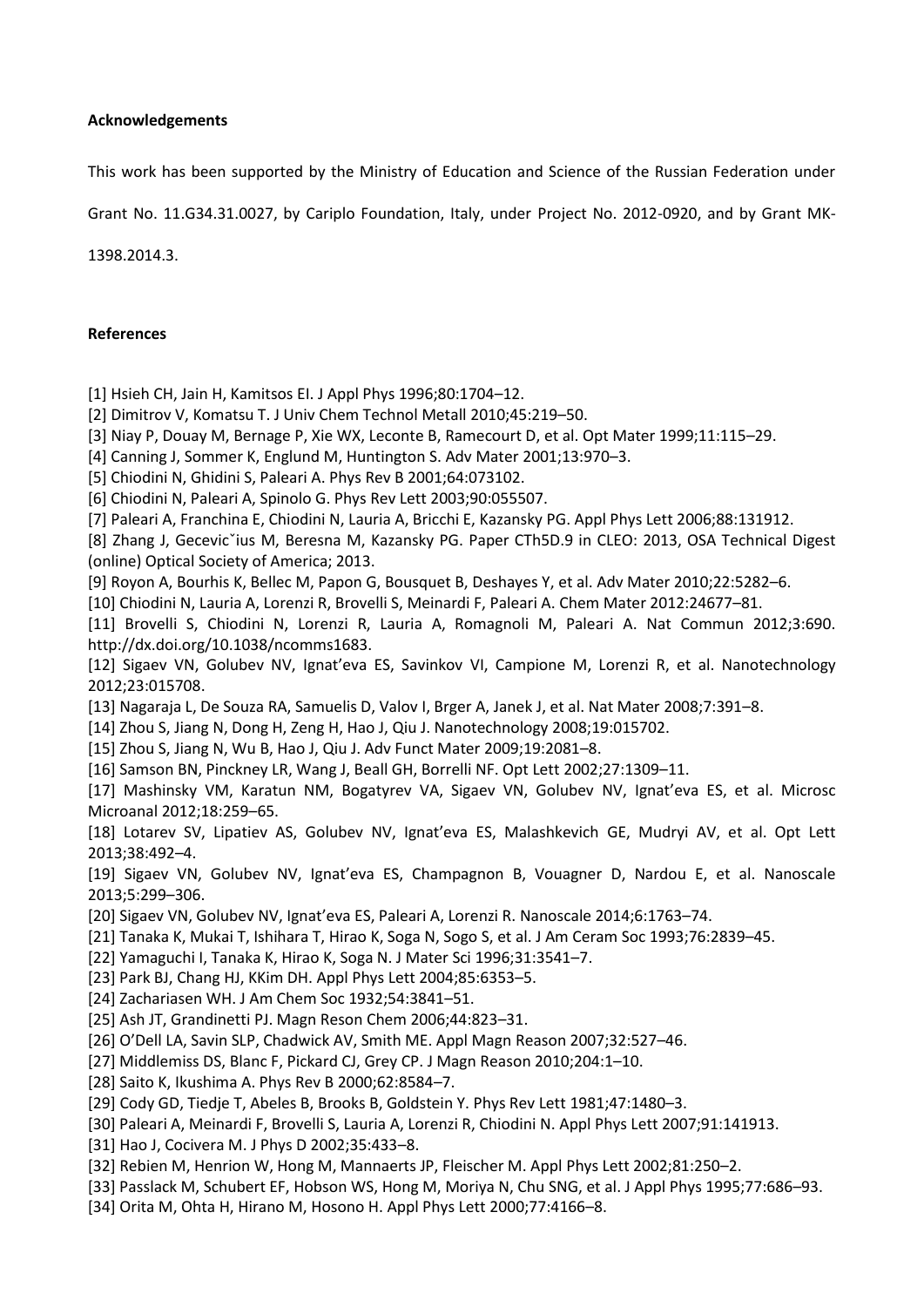**Acknowledgements**

This work has been supported by the Ministry of Education and Science of the Russian Federation under Grant No. 11.G34.31.0027, by Cariplo Foundation, Italy, under Project No. 2012-0920, and by Grant MK-1398.2014.3.

**References**

[1] Hsieh CH, Jain H, Kamitsos EI. J Appl Phys 1996;80:1704–12.
[2] Dimitrov V, Komatsu T. J Univ Chem Technol Metall 2010;45:219–50.
[3] Niay P, Douay M, Bernage P, Xie WX, Leconte B, Ramecourt D, et al. Opt Mater 1999;11:115–29.
[4] Canning J, Sommer K, Englund M, Huntington S. Adv Mater 2001;13:970–3.
[5] Chiodini N, Ghidini S, Paleari A. Phys Rev B 2001;64:073102.
[6] Chiodini N, Paleari A, Spinolo G. Phys Rev Lett 2003;90:055507.
[7] Paleari A, Franchina E, Chiodini N, Lauria A, Bricchi E, Kazansky PG. Appl Phys Lett 2006;88:131912.
[8] Zhang J, Gecevicˇius M, Beresna M, Kazansky PG. Paper CTh5D.9 in CLEO: 2013, OSA Technical Digest (online) Optical Society of America; 2013.
[9] Royon A, Bourhis K, Bellec M, Papon G, Bousquet B, Deshayes Y, et al. Adv Mater 2010;22:5282–6.
[10] Chiodini N, Lauria A, Lorenzi R, Brovelli S, Meinardi F, Paleari A. Chem Mater 2012:24677–81.
[11] Brovelli S, Chiodini N, Lorenzi R, Lauria A, Romagnoli M, Paleari A. Nat Commun 2012;3:690. http://dx.doi.org/10.1038/ncomms1683.
[12] Sigaev VN, Golubev NV, Ignat'eva ES, Savinkov VI, Campione M, Lorenzi R, et al. Nanotechnology 2012;23:015708.
[13] Nagaraja L, De Souza RA, Samuelis D, Valov I, Brger A, Janek J, et al. Nat Mater 2008;7:391–8.
[14] Zhou S, Jiang N, Dong H, Zeng H, Hao J, Qiu J. Nanotechnology 2008;19:015702.
[15] Zhou S, Jiang N, Wu B, Hao J, Qiu J. Adv Funct Mater 2009;19:2081–8.
[16] Samson BN, Pinckney LR, Wang J, Beall GH, Borrelli NF. Opt Lett 2002;27:1309–11.
[17] Mashinsky VM, Karatun NM, Bogatyrev VA, Sigaev VN, Golubev NV, Ignat'eva ES, et al. Microsc Microanal 2012;18:259–65.
[18] Lotarev SV, Lipatiev AS, Golubev NV, Ignat'eva ES, Malashkevich GE, Mudryi AV, et al. Opt Lett 2013;38:492–4.
[19] Sigaev VN, Golubev NV, Ignat'eva ES, Champagnon B, Vouagner D, Nardou E, et al. Nanoscale 2013;5:299–306.
[20] Sigaev VN, Golubev NV, Ignat'eva ES, Paleari A, Lorenzi R. Nanoscale 2014;6:1763–74.
[21] Tanaka K, Mukai T, Ishihara T, Hirao K, Soga N, Sogo S, et al. J Am Ceram Soc 1993;76:2839–45.
[22] Yamaguchi I, Tanaka K, Hirao K, Soga N. J Mater Sci 1996;31:3541–7.
[23] Park BJ, Chang HJ, KKim DH. Appl Phys Lett 2004;85:6353–5.
[24] Zachariasen WH. J Am Chem Soc 1932;54:3841–51.
[25] Ash JT, Grandinetti PJ. Magn Reson Chem 2006;44:823–31.
[26] O'Dell LA, Savin SLP, Chadwick AV, Smith ME. Appl Magn Reason 2007;32:527–46.
[27] Middlemiss DS, Blanc F, Pickard CJ, Grey CP. J Magn Reason 2010;204:1–10.
[28] Saito K, Ikushima A. Phys Rev B 2000;62:8584–7.
[29] Cody GD, Tiedje T, Abeles B, Brooks B, Goldstein Y. Phys Rev Lett 1981;47:1480–3.
[30] Paleari A, Meinardi F, Brovelli S, Lauria A, Lorenzi R, Chiodini N. Appl Phys Lett 2007;91:141913.
[31] Hao J, Cocivera M. J Phys D 2002;35:433–8.
[32] Rebien M, Henrion W, Hong M, Mannaerts JP, Fleischer M. Appl Phys Lett 2002;81:250–2.
[33] Passlack M, Schubert EF, Hobson WS, Hong M, Moriya N, Chu SNG, et al. J Appl Phys 1995;77:686–93.
[34] Orita M, Ohta H, Hirano M, Hosono H. Appl Phys Lett 2000;77:4166–8.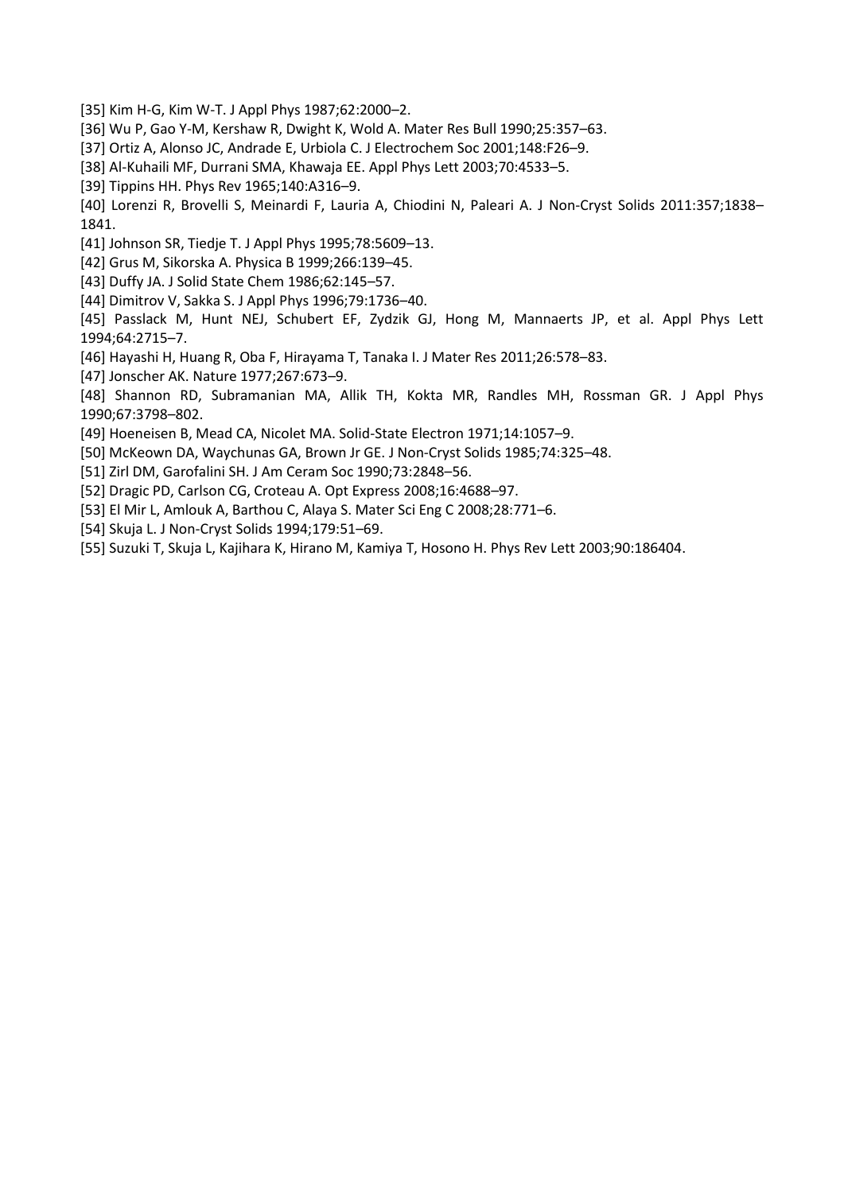[35] Kim H-G, Kim W-T. J Appl Phys 1987;62:2000–2.

[36] Wu P, Gao Y-M, Kershaw R, Dwight K, Wold A. Mater Res Bull 1990;25:357–63.

[37] Ortiz A, Alonso JC, Andrade E, Urbiola C. J Electrochem Soc 2001;148:F26–9.

[38] Al-Kuhaili MF, Durrani SMA, Khawaja EE. Appl Phys Lett 2003;70:4533–5.

[39] Tippins HH. Phys Rev 1965;140:A316–9.

[40] Lorenzi R, Brovelli S, Meinardi F, Lauria A, Chiodini N, Paleari A. J Non-Cryst Solids 2011:357;1838–1841.

[41] Johnson SR, Tiedje T. J Appl Phys 1995;78:5609–13.

[42] Grus M, Sikorska A. Physica B 1999;266:139–45.

[43] Duffy JA. J Solid State Chem 1986;62:145–57.

[44] Dimitrov V, Sakka S. J Appl Phys 1996;79:1736–40.

[45] Passlack M, Hunt NEJ, Schubert EF, Zydzik GJ, Hong M, Mannaerts JP, et al. Appl Phys Lett 1994;64:2715–7.

[46] Hayashi H, Huang R, Oba F, Hirayama T, Tanaka I. J Mater Res 2011;26:578–83.

[47] Jonscher AK. Nature 1977;267:673–9.

[48] Shannon RD, Subramanian MA, Allik TH, Kokta MR, Randles MH, Rossman GR. J Appl Phys 1990;67:3798–802.

[49] Hoeneisen B, Mead CA, Nicolet MA. Solid-State Electron 1971;14:1057–9.

[50] McKeown DA, Waychunas GA, Brown Jr GE. J Non-Cryst Solids 1985;74:325–48.

[51] Zirl DM, Garofalini SH. J Am Ceram Soc 1990;73:2848–56.

[52] Dragic PD, Carlson CG, Croteau A. Opt Express 2008;16:4688–97.

[53] El Mir L, Amlouk A, Barthou C, Alaya S. Mater Sci Eng C 2008;28:771–6.

[54] Skuja L. J Non-Cryst Solids 1994;179:51–69.

[55] Suzuki T, Skuja L, Kajihara K, Hirano M, Kamiya T, Hosono H. Phys Rev Lett 2003;90:186404.